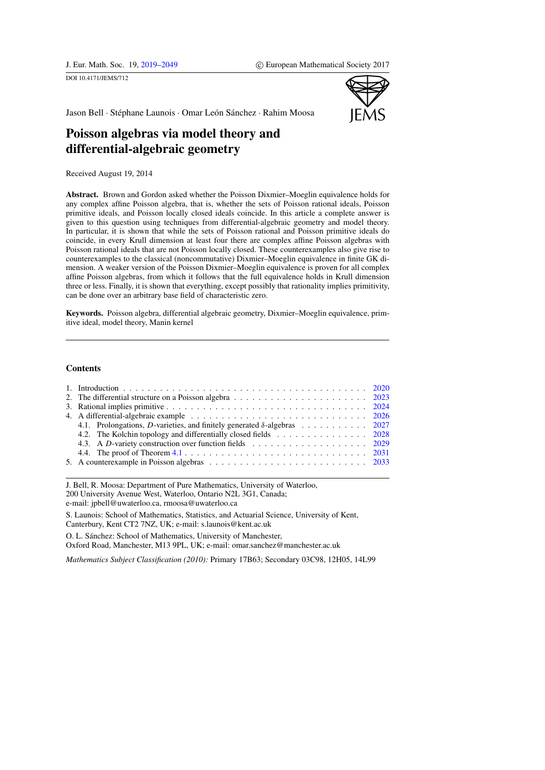DOI 10.4171/JEMS/712

Jason Bell · Stéphane Launois · Omar León Sánchez · Rahim Moosa

# Poisson algebras via model theory and differential-algebraic geometry

Received August 19, 2014

**Abstract.** Brown and Gordon asked whether the Poisson Dixmier–Moeglin equivalence holds for any complex affine Poisson algebra, that is, whether the sets of Poisson rational ideals, Poisson primitive ideals, and Poisson locally closed ideals coincide. In this article a complete answer is given to this question using techniques from differential-algebraic geometry and model theory. In particular, it is shown that while the sets of Poisson rational and Poisson primitive ideals do coincide, in every Krull dimension at least four there are complex affine Poisson algebras with Poisson rational ideals that are not Poisson locally closed. These counterexamples also give rise to counterexamples to the classical (noncommutative) Dixmier–Moeglin equivalence in finite GK dimension. A weaker version of the Poisson Dixmier–Moeglin equivalence is proven for all complex affine Poisson algebras, from which it follows that the full equivalence holds in Krull dimension three or less. Finally, it is shown that everything, except possibly that rationality implies primitivity, can be done over an arbitrary base field of characteristic zero.

**Keywords.** Poisson algebra, differential algebraic geometry, Dixmier–Moeglin equivalence, primitive ideal, model theory, Manin kernel

## Contents

1. Introduction . . . 2020
2. The differential structure on a Poisson algebra . . . 2023
3. Rational implies primitive . . . 2024
4. A differential-algebraic example . . . 2026
   - 4.1. Prolongations, $D$-varieties, and finitely generated $\delta$-algebras . . . 2027
   - 4.2. The Kolchin topology and differentially closed fields . . . 2028
   - 4.3. A $D$-variety construction over function fields . . . 2029
   - 4.4. The proof of Theorem 4.1 . . . 2031
5. A counterexample in Poisson algebras . . . 2033

---

J. Bell, R. Moosa: Department of Pure Mathematics, University of Waterloo,
200 University Avenue West, Waterloo, Ontario N2L 3G1, Canada;
e-mail: jpbell@uwaterloo.ca, rmoosa@uwaterloo.ca

S. Launois: School of Mathematics, Statistics, and Actuarial Science, University of Kent,
Canterbury, Kent CT2 7NZ, UK; e-mail: s.launois@kent.ac.uk

O. L. Sánchez: School of Mathematics, University of Manchester,
Oxford Road, Manchester, M13 9PL, UK; e-mail: omar.sanchez@manchester.ac.uk

*Mathematics Subject Classification (2010):* Primary 17B63; Secondary 03C98, 12H05, 14L99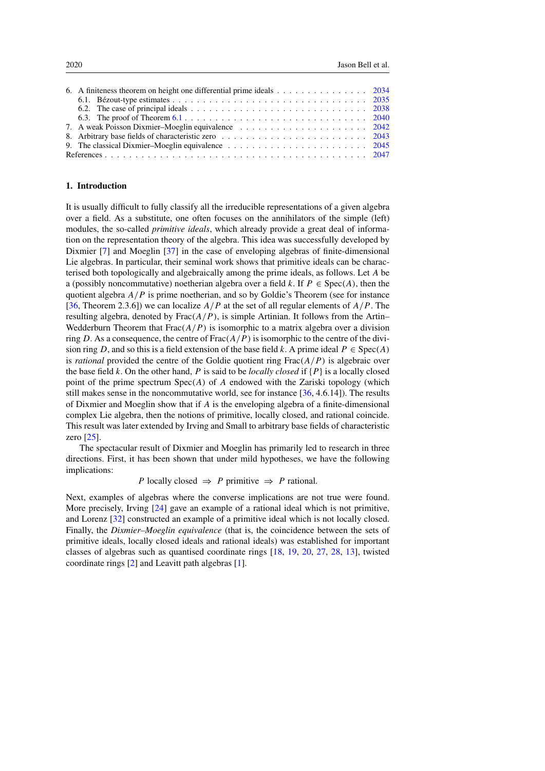6. A finiteness theorem on height one differential prime ideals . . . . . . . . . . . . . . . 2034
   6.1. Bézout-type estimates . . . . . . . . . . . . . . . . . . . . . . . . . . . . . . . . 2035
   6.2. The case of principal ideals . . . . . . . . . . . . . . . . . . . . . . . . . . . . 2038
   6.3. The proof of Theorem 6.1 . . . . . . . . . . . . . . . . . . . . . . . . . . . . . 2040
7. A weak Poisson Dixmier–Moeglin equivalence . . . . . . . . . . . . . . . . . . . . . 2042
8. Arbitrary base fields of characteristic zero . . . . . . . . . . . . . . . . . . . . . . . 2043
9. The classical Dixmier–Moeglin equivalence . . . . . . . . . . . . . . . . . . . . . . 2045
References . . . . . . . . . . . . . . . . . . . . . . . . . . . . . . . . . . . . . . . . . . 2047

## 1. Introduction

It is usually difficult to fully classify all the irreducible representations of a given algebra over a field. As a substitute, one often focuses on the annihilators of the simple (left) modules, the so-called *primitive ideals*, which already provide a great deal of information on the representation theory of the algebra. This idea was successfully developed by Dixmier [7] and Moeglin [37] in the case of enveloping algebras of finite-dimensional Lie algebras. In particular, their seminal work shows that primitive ideals can be characterised both topologically and algebraically among the prime ideals, as follows. Let $A$ be a (possibly noncommutative) noetherian algebra over a field $k$. If $P \in \mathrm{Spec}(A)$, then the quotient algebra $A/P$ is prime noetherian, and so by Goldie's Theorem (see for instance [36, Theorem 2.3.6]) we can localize $A/P$ at the set of all regular elements of $A/P$. The resulting algebra, denoted by $\mathrm{Frac}(A/P)$, is simple Artinian. It follows from the Artin–Wedderburn Theorem that $\mathrm{Frac}(A/P)$ is isomorphic to a matrix algebra over a division ring $D$. As a consequence, the centre of $\mathrm{Frac}(A/P)$ is isomorphic to the centre of the division ring $D$, and so this is a field extension of the base field $k$. A prime ideal $P \in \mathrm{Spec}(A)$ is *rational* provided the centre of the Goldie quotient ring $\mathrm{Frac}(A/P)$ is algebraic over the base field $k$. On the other hand, $P$ is said to be *locally closed* if $\{P\}$ is a locally closed point of the prime spectrum $\mathrm{Spec}(A)$ of $A$ endowed with the Zariski topology (which still makes sense in the noncommutative world, see for instance [36, 4.6.14]). The results of Dixmier and Moeglin show that if $A$ is the enveloping algebra of a finite-dimensional complex Lie algebra, then the notions of primitive, locally closed, and rational coincide. This result was later extended by Irving and Small to arbitrary base fields of characteristic zero [25].

The spectacular result of Dixmier and Moeglin has primarily led to research in three directions. First, it has been shown that under mild hypotheses, we have the following implications:

$$P \text{ locally closed } \Rightarrow P \text{ primitive } \Rightarrow P \text{ rational.}$$

Next, examples of algebras where the converse implications are not true were found. More precisely, Irving [24] gave an example of a rational ideal which is not primitive, and Lorenz [32] constructed an example of a primitive ideal which is not locally closed. Finally, the *Dixmier–Moeglin equivalence* (that is, the coincidence between the sets of primitive ideals, locally closed ideals and rational ideals) was established for important classes of algebras such as quantised coordinate rings [18, 19, 20, 27, 28, 13], twisted coordinate rings [2] and Leavitt path algebras [1].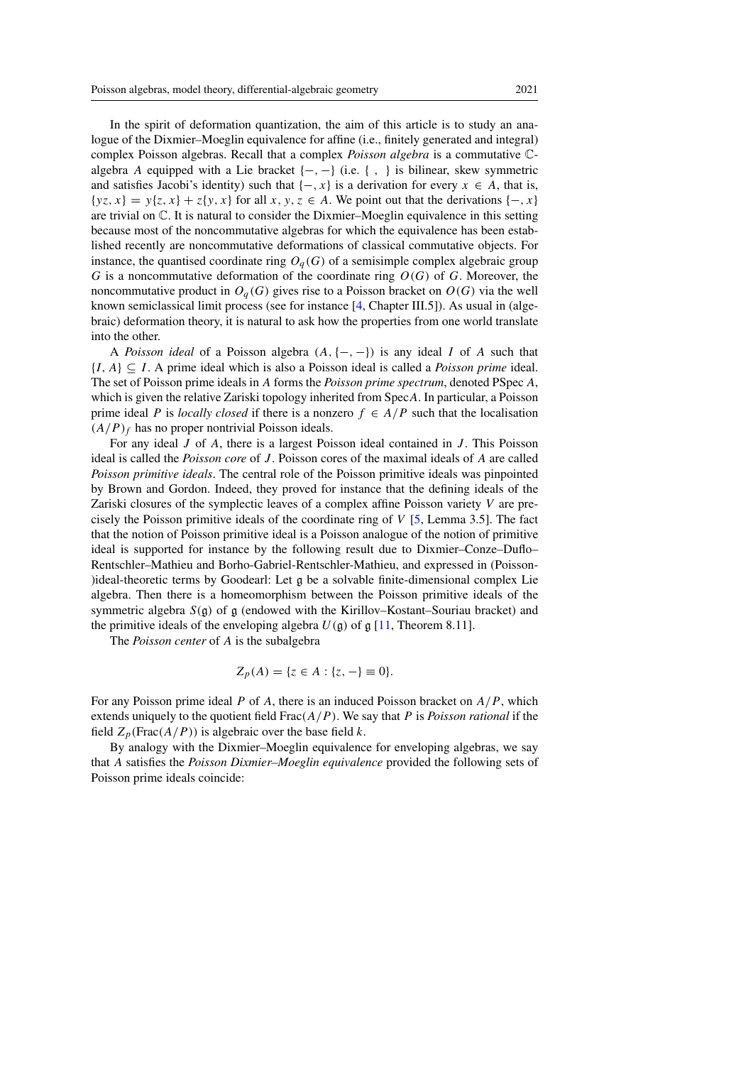In the spirit of deformation quantization, the aim of this article is to study an analogue of the Dixmier–Moeglin equivalence for affine (i.e., finitely generated and integral) complex Poisson algebras. Recall that a complex *Poisson algebra* is a commutative $\mathbb{C}$-algebra $A$ equipped with a Lie bracket $\{-,-\}$ (i.e. $\{\ ,\ \}$ is bilinear, skew symmetric and satisfies Jacobi's identity) such that $\{-,x\}$ is a derivation for every $x \in A$, that is, $\{yz,x\} = y\{z,x\} + z\{y,x\}$ for all $x, y, z \in A$. We point out that the derivations $\{-,x\}$ are trivial on $\mathbb{C}$. It is natural to consider the Dixmier–Moeglin equivalence in this setting because most of the noncommutative algebras for which the equivalence has been established recently are noncommutative deformations of classical commutative objects. For instance, the quantised coordinate ring $O_q(G)$ of a semisimple complex algebraic group $G$ is a noncommutative deformation of the coordinate ring $O(G)$ of $G$. Moreover, the noncommutative product in $O_q(G)$ gives rise to a Poisson bracket on $O(G)$ via the well known semiclassical limit process (see for instance [4, Chapter III.5]). As usual in (algebraic) deformation theory, it is natural to ask how the properties from one world translate into the other.

A *Poisson ideal* of a Poisson algebra $(A, \{-,-\})$ is any ideal $I$ of $A$ such that $\{I, A\} \subseteq I$. A prime ideal which is also a Poisson ideal is called a *Poisson prime* ideal. The set of Poisson prime ideals in $A$ forms the *Poisson prime spectrum*, denoted PSpec $A$, which is given the relative Zariski topology inherited from Spec$A$. In particular, a Poisson prime ideal $P$ is *locally closed* if there is a nonzero $f \in A/P$ such that the localisation $(A/P)_f$ has no proper nontrivial Poisson ideals.

For any ideal $J$ of $A$, there is a largest Poisson ideal contained in $J$. This Poisson ideal is called the *Poisson core* of $J$. Poisson cores of the maximal ideals of $A$ are called *Poisson primitive ideals*. The central role of the Poisson primitive ideals was pinpointed by Brown and Gordon. Indeed, they proved for instance that the defining ideals of the Zariski closures of the symplectic leaves of a complex affine Poisson variety $V$ are precisely the Poisson primitive ideals of the coordinate ring of $V$ [5, Lemma 3.5]. The fact that the notion of Poisson primitive ideal is a Poisson analogue of the notion of primitive ideal is supported for instance by the following result due to Dixmier–Conze–Duflo–Rentschler–Mathieu and Borho-Gabriel-Rentschler-Mathieu, and expressed in (Poisson-)ideal-theoretic terms by Goodearl: Let $\mathfrak{g}$ be a solvable finite-dimensional complex Lie algebra. Then there is a homeomorphism between the Poisson primitive ideals of the symmetric algebra $S(\mathfrak{g})$ of $\mathfrak{g}$ (endowed with the Kirillov–Kostant–Souriau bracket) and the primitive ideals of the enveloping algebra $U(\mathfrak{g})$ of $\mathfrak{g}$ [11, Theorem 8.11].

The *Poisson center* of $A$ is the subalgebra

$$Z_p(A) = \{z \in A : \{z, -\} \equiv 0\}.$$

For any Poisson prime ideal $P$ of $A$, there is an induced Poisson bracket on $A/P$, which extends uniquely to the quotient field Frac$(A/P)$. We say that $P$ is *Poisson rational* if the field $Z_p(\text{Frac}(A/P))$ is algebraic over the base field $k$.

By analogy with the Dixmier–Moeglin equivalence for enveloping algebras, we say that $A$ satisfies the *Poisson Dixmier–Moeglin equivalence* provided the following sets of Poisson prime ideals coincide: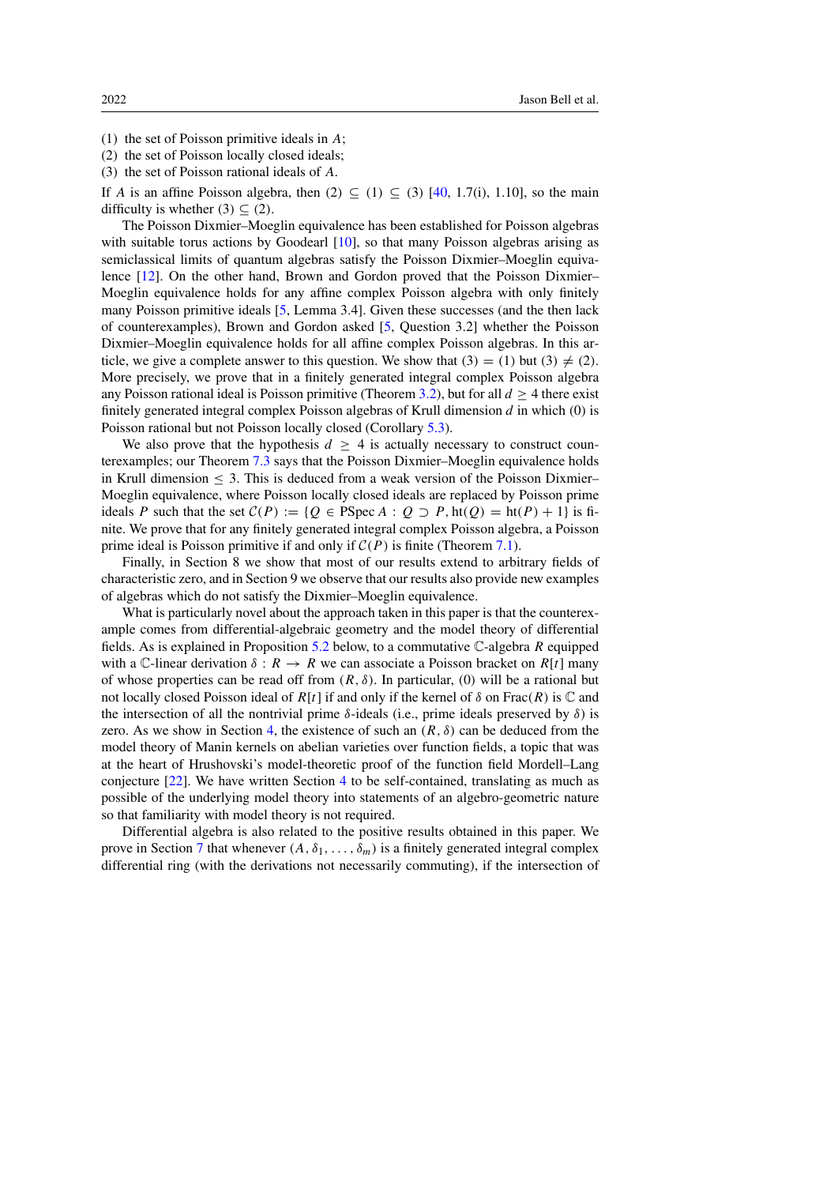(1) the set of Poisson primitive ideals in $A$;
(2) the set of Poisson locally closed ideals;
(3) the set of Poisson rational ideals of $A$.

If $A$ is an affine Poisson algebra, then (2) $\subseteq$ (1) $\subseteq$ (3) [40, 1.7(i), 1.10], so the main difficulty is whether (3) $\subseteq$ (2).

The Poisson Dixmier–Moeglin equivalence has been established for Poisson algebras with suitable torus actions by Goodearl [10], so that many Poisson algebras arising as semiclassical limits of quantum algebras satisfy the Poisson Dixmier–Moeglin equivalence [12]. On the other hand, Brown and Gordon proved that the Poisson Dixmier–Moeglin equivalence holds for any affine complex Poisson algebra with only finitely many Poisson primitive ideals [5, Lemma 3.4]. Given these successes (and the then lack of counterexamples), Brown and Gordon asked [5, Question 3.2] whether the Poisson Dixmier–Moeglin equivalence holds for all affine complex Poisson algebras. In this article, we give a complete answer to this question. We show that (3) = (1) but (3) $\neq$ (2). More precisely, we prove that in a finitely generated integral complex Poisson algebra any Poisson rational ideal is Poisson primitive (Theorem 3.2), but for all $d \geq 4$ there exist finitely generated integral complex Poisson algebras of Krull dimension $d$ in which (0) is Poisson rational but not Poisson locally closed (Corollary 5.3).

We also prove that the hypothesis $d \geq 4$ is actually necessary to construct counterexamples; our Theorem 7.3 says that the Poisson Dixmier–Moeglin equivalence holds in Krull dimension $\leq 3$. This is deduced from a weak version of the Poisson Dixmier–Moeglin equivalence, where Poisson locally closed ideals are replaced by Poisson prime ideals $P$ such that the set $\mathcal{C}(P) := \{Q \in \operatorname{PSpec} A : Q \supset P, \operatorname{ht}(Q) = \operatorname{ht}(P) + 1\}$ is finite. We prove that for any finitely generated integral complex Poisson algebra, a Poisson prime ideal is Poisson primitive if and only if $\mathcal{C}(P)$ is finite (Theorem 7.1).

Finally, in Section 8 we show that most of our results extend to arbitrary fields of characteristic zero, and in Section 9 we observe that our results also provide new examples of algebras which do not satisfy the Dixmier–Moeglin equivalence.

What is particularly novel about the approach taken in this paper is that the counterexample comes from differential-algebraic geometry and the model theory of differential fields. As is explained in Proposition 5.2 below, to a commutative $\mathbb{C}$-algebra $R$ equipped with a $\mathbb{C}$-linear derivation $\delta : R \to R$ we can associate a Poisson bracket on $R[t]$ many of whose properties can be read off from $(R, \delta)$. In particular, (0) will be a rational but not locally closed Poisson ideal of $R[t]$ if and only if the kernel of $\delta$ on $\operatorname{Frac}(R)$ is $\mathbb{C}$ and the intersection of all the nontrivial prime $\delta$-ideals (i.e., prime ideals preserved by $\delta$) is zero. As we show in Section 4, the existence of such an $(R, \delta)$ can be deduced from the model theory of Manin kernels on abelian varieties over function fields, a topic that was at the heart of Hrushovski's model-theoretic proof of the function field Mordell–Lang conjecture [22]. We have written Section 4 to be self-contained, translating as much as possible of the underlying model theory into statements of an algebro-geometric nature so that familiarity with model theory is not required.

Differential algebra is also related to the positive results obtained in this paper. We prove in Section 7 that whenever $(A, \delta_1, \ldots, \delta_m)$ is a finitely generated integral complex differential ring (with the derivations not necessarily commuting), if the intersection of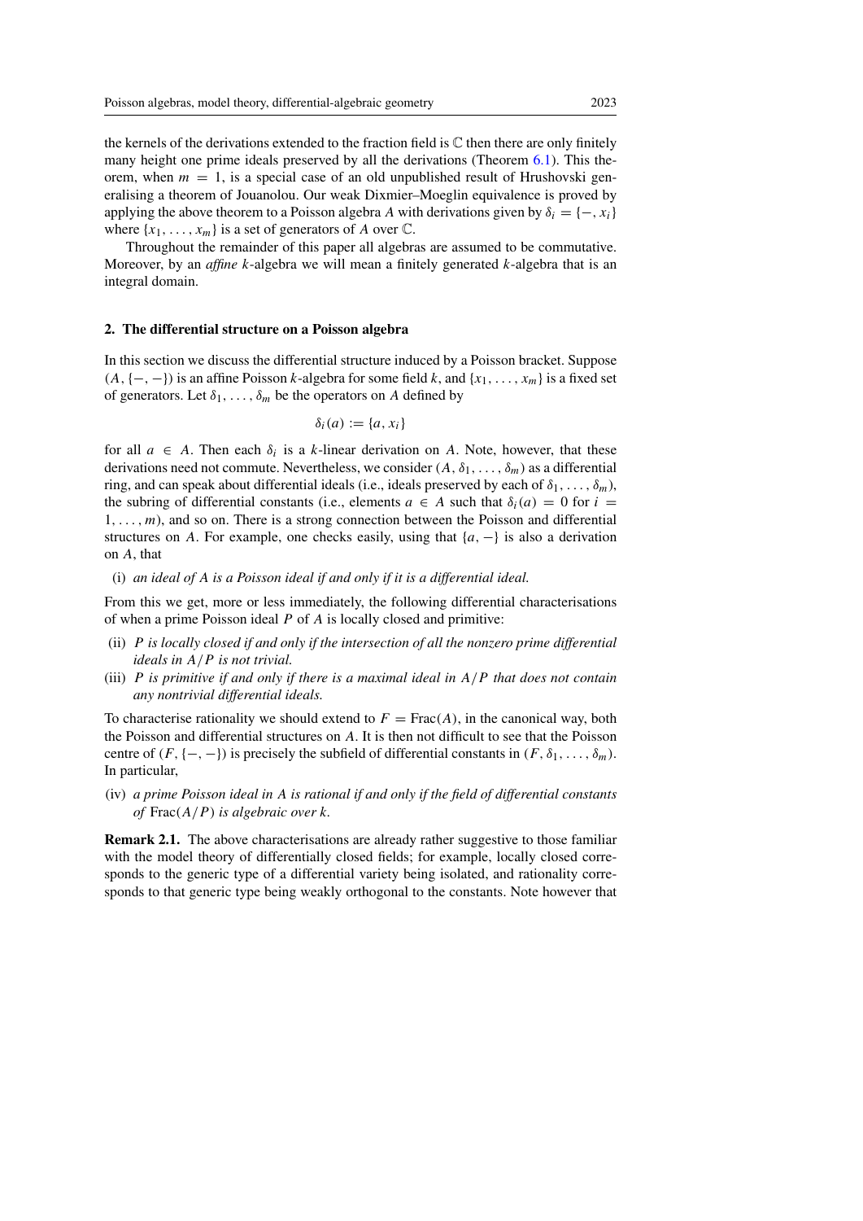the kernels of the derivations extended to the fraction field is $\mathbb{C}$ then there are only finitely many height one prime ideals preserved by all the derivations (Theorem 6.1). This theorem, when $m = 1$, is a special case of an old unpublished result of Hrushovski generalising a theorem of Jouanolou. Our weak Dixmier–Moeglin equivalence is proved by applying the above theorem to a Poisson algebra $A$ with derivations given by $\delta_i = \{-, x_i\}$ where $\{x_1, \ldots, x_m\}$ is a set of generators of $A$ over $\mathbb{C}$.

Throughout the remainder of this paper all algebras are assumed to be commutative. Moreover, by an *affine* $k$-algebra we will mean a finitely generated $k$-algebra that is an integral domain.

## 2. The differential structure on a Poisson algebra

In this section we discuss the differential structure induced by a Poisson bracket. Suppose $(A, \{-, -\})$ is an affine Poisson $k$-algebra for some field $k$, and $\{x_1, \ldots, x_m\}$ is a fixed set of generators. Let $\delta_1, \ldots, \delta_m$ be the operators on $A$ defined by

$$\delta_i(a) := \{a, x_i\}$$

for all $a \in A$. Then each $\delta_i$ is a $k$-linear derivation on $A$. Note, however, that these derivations need not commute. Nevertheless, we consider $(A, \delta_1, \ldots, \delta_m)$ as a differential ring, and can speak about differential ideals (i.e., ideals preserved by each of $\delta_1, \ldots, \delta_m$), the subring of differential constants (i.e., elements $a \in A$ such that $\delta_i(a) = 0$ for $i = 1, \ldots, m$), and so on. There is a strong connection between the Poisson and differential structures on $A$. For example, one checks easily, using that $\{a, -\}$ is also a derivation on $A$, that

(i) *an ideal of $A$ is a Poisson ideal if and only if it is a differential ideal.*

From this we get, more or less immediately, the following differential characterisations of when a prime Poisson ideal $P$ of $A$ is locally closed and primitive:

(ii) *$P$ is locally closed if and only if the intersection of all the nonzero prime differential ideals in $A/P$ is not trivial.*

(iii) *$P$ is primitive if and only if there is a maximal ideal in $A/P$ that does not contain any nontrivial differential ideals.*

To characterise rationality we should extend to $F = \operatorname{Frac}(A)$, in the canonical way, both the Poisson and differential structures on $A$. It is then not difficult to see that the Poisson centre of $(F, \{-, -\})$ is precisely the subfield of differential constants in $(F, \delta_1, \ldots, \delta_m)$. In particular,

(iv) *a prime Poisson ideal in $A$ is rational if and only if the field of differential constants of $\operatorname{Frac}(A/P)$ is algebraic over $k$.*

**Remark 2.1.** The above characterisations are already rather suggestive to those familiar with the model theory of differentially closed fields; for example, locally closed corresponds to the generic type of a differential variety being isolated, and rationality corresponds to that generic type being weakly orthogonal to the constants. Note however that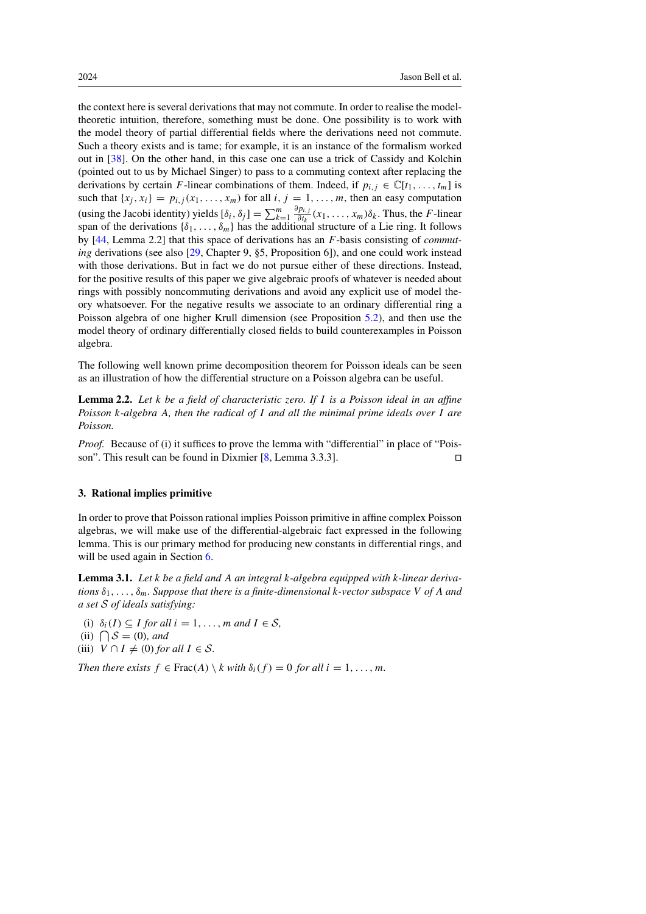the context here is several derivations that may not commute. In order to realise the model-theoretic intuition, therefore, something must be done. One possibility is to work with the model theory of partial differential fields where the derivations need not commute. Such a theory exists and is tame; for example, it is an instance of the formalism worked out in [38]. On the other hand, in this case one can use a trick of Cassidy and Kolchin (pointed out to us by Michael Singer) to pass to a commuting context after replacing the derivations by certain $F$-linear combinations of them. Indeed, if $p_{i,j} \in \mathbb{C}[t_1, \ldots, t_m]$ is such that $\{x_j, x_i\} = p_{i,j}(x_1, \ldots, x_m)$ for all $i, j = 1, \ldots, m$, then an easy computation (using the Jacobi identity) yields $[\delta_i, \delta_j] = \sum_{k=1}^m \frac{\partial p_{i,j}}{\partial t_k}(x_1, \ldots, x_m)\delta_k$. Thus, the $F$-linear span of the derivations $\{\delta_1, \ldots, \delta_m\}$ has the additional structure of a Lie ring. It follows by [44, Lemma 2.2] that this space of derivations has an $F$-basis consisting of *commuting* derivations (see also [29, Chapter 9, §5, Proposition 6]), and one could work instead with those derivations. But in fact we do not pursue either of these directions. Instead, for the positive results of this paper we give algebraic proofs of whatever is needed about rings with possibly noncommuting derivations and avoid any explicit use of model theory whatsoever. For the negative results we associate to an ordinary differential ring a Poisson algebra of one higher Krull dimension (see Proposition 5.2), and then use the model theory of ordinary differentially closed fields to build counterexamples in Poisson algebra.

The following well known prime decomposition theorem for Poisson ideals can be seen as an illustration of how the differential structure on a Poisson algebra can be useful.

**Lemma 2.2.** *Let $k$ be a field of characteristic zero. If $I$ is a Poisson ideal in an affine Poisson $k$-algebra $A$, then the radical of $I$ and all the minimal prime ideals over $I$ are Poisson.*

*Proof.* Because of (i) it suffices to prove the lemma with "differential" in place of "Poisson". This result can be found in Dixmier [8, Lemma 3.3.3]. □

## 3. Rational implies primitive

In order to prove that Poisson rational implies Poisson primitive in affine complex Poisson algebras, we will make use of the differential-algebraic fact expressed in the following lemma. This is our primary method for producing new constants in differential rings, and will be used again in Section 6.

**Lemma 3.1.** *Let $k$ be a field and $A$ an integral $k$-algebra equipped with $k$-linear derivations $\delta_1, \ldots, \delta_m$. Suppose that there is a finite-dimensional $k$-vector subspace $V$ of $A$ and a set $\mathcal{S}$ of ideals satisfying:*

(i) $\delta_i(I) \subseteq I$ *for all* $i = 1, \ldots, m$ *and* $I \in \mathcal{S}$,
(ii) $\bigcap \mathcal{S} = (0)$, *and*
(iii) $V \cap I \neq (0)$ *for all* $I \in \mathcal{S}$.

*Then there exists $f \in \operatorname{Frac}(A) \setminus k$ with $\delta_i(f) = 0$ for all $i = 1, \ldots, m$.*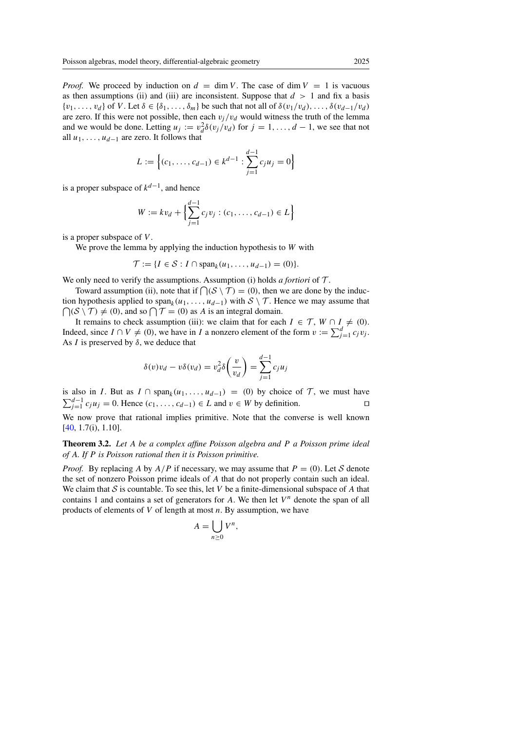*Proof.* We proceed by induction on $d = \dim V$. The case of $\dim V = 1$ is vacuous as then assumptions (ii) and (iii) are inconsistent. Suppose that $d > 1$ and fix a basis $\{v_1, \ldots, v_d\}$ of $V$. Let $\delta \in \{\delta_1, \ldots, \delta_m\}$ be such that not all of $\delta(v_1/v_d), \ldots, \delta(v_{d-1}/v_d)$ are zero. If this were not possible, then each $v_j/v_d$ would witness the truth of the lemma and we would be done. Letting $u_j := v_d^2\delta(v_j/v_d)$ for $j = 1, \ldots, d-1$, we see that not all $u_1, \ldots, u_{d-1}$ are zero. It follows that

$$L := \Big\{(c_1, \ldots, c_{d-1}) \in k^{d-1} : \sum_{j=1}^{d-1} c_j u_j = 0\Big\}$$

is a proper subspace of $k^{d-1}$, and hence

$$W := kv_d + \Big\{\sum_{j=1}^{d-1} c_j v_j : (c_1, \ldots, c_{d-1}) \in L\Big\}$$

is a proper subspace of $V$.

We prove the lemma by applying the induction hypothesis to $W$ with

$$\mathcal{T} := \{I \in \mathcal{S} : I \cap \operatorname{span}_k(u_1, \ldots, u_{d-1}) = (0)\}.$$

We only need to verify the assumptions. Assumption (i) holds *a fortiori* of $\mathcal{T}$.

Toward assumption (ii), note that if $\bigcap(\mathcal{S} \setminus \mathcal{T}) = (0)$, then we are done by the induction hypothesis applied to $\operatorname{span}_k(u_1, \ldots, u_{d-1})$ with $\mathcal{S} \setminus \mathcal{T}$. Hence we may assume that $\bigcap(\mathcal{S} \setminus \mathcal{T}) \neq (0)$, and so $\bigcap \mathcal{T} = (0)$ as $A$ is an integral domain.

It remains to check assumption (iii): we claim that for each $I \in \mathcal{T}$, $W \cap I \neq (0)$. Indeed, since $I \cap V \neq (0)$, we have in $I$ a nonzero element of the form $v := \sum_{j=1}^{d} c_j v_j$. As $I$ is preserved by $\delta$, we deduce that

$$\delta(v)v_d - v\delta(v_d) = v_d^2\delta\Big(\frac{v}{v_d}\Big) = \sum_{j=1}^{d-1} c_j u_j$$

is also in $I$. But as $I \cap \operatorname{span}_k(u_1, \ldots, u_{d-1}) = (0)$ by choice of $\mathcal{T}$, we must have $\sum_{j=1}^{d-1} c_j u_j = 0$. Hence $(c_1, \ldots, c_{d-1}) \in L$ and $v \in W$ by definition. ◻

We now prove that rational implies primitive. Note that the converse is well known [40, 1.7(i), 1.10].

**Theorem 3.2.** *Let $A$ be a complex affine Poisson algebra and $P$ a Poisson prime ideal of $A$. If $P$ is Poisson rational then it is Poisson primitive.*

*Proof.* By replacing $A$ by $A/P$ if necessary, we may assume that $P = (0)$. Let $\mathcal{S}$ denote the set of nonzero Poisson prime ideals of $A$ that do not properly contain such an ideal. We claim that $\mathcal{S}$ is countable. To see this, let $V$ be a finite-dimensional subspace of $A$ that contains 1 and contains a set of generators for $A$. We then let $V^n$ denote the span of all products of elements of $V$ of length at most $n$. By assumption, we have

$$A = \bigcup_{n \geq 0} V^n,$$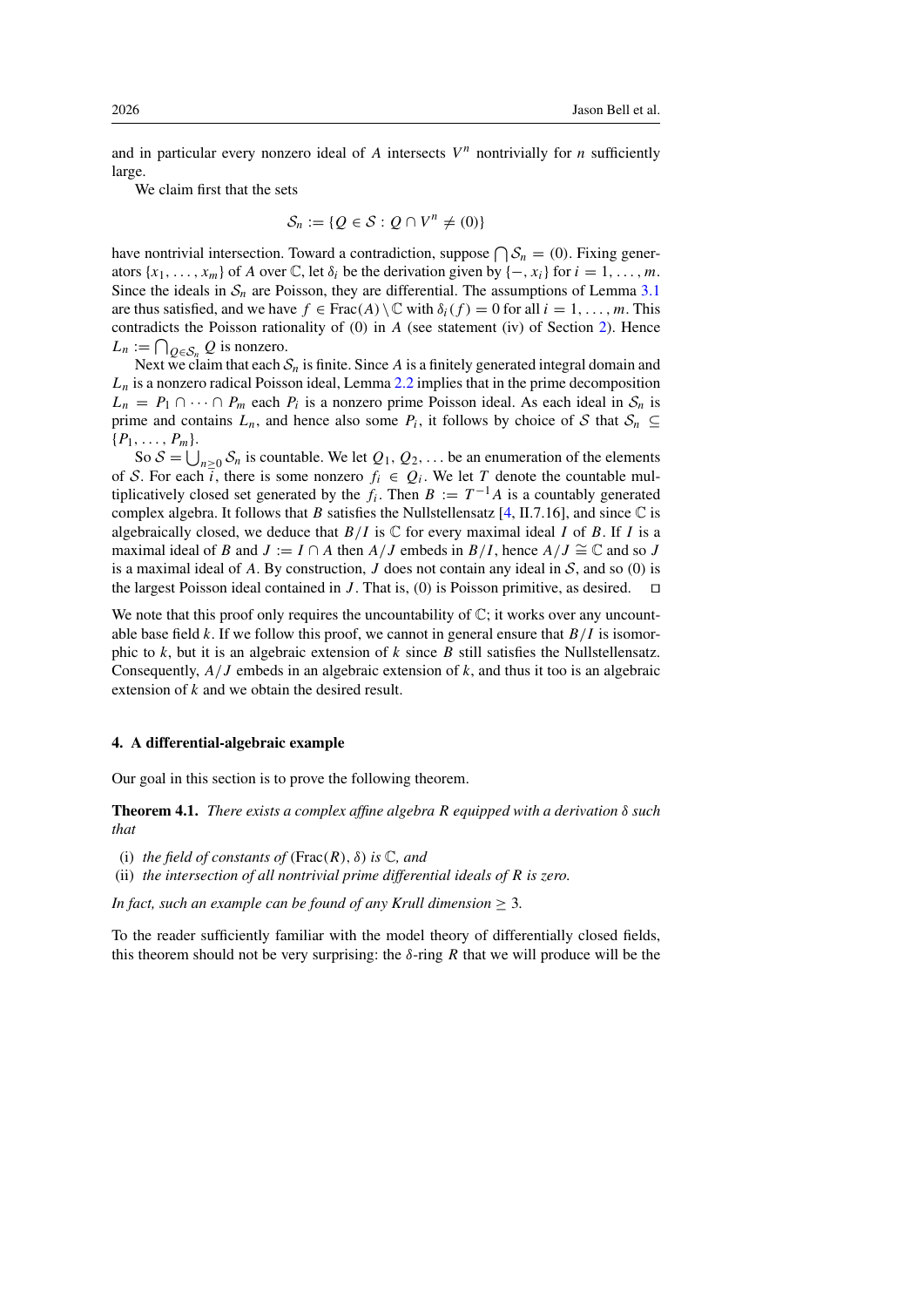and in particular every nonzero ideal of $A$ intersects $V^n$ nontrivially for $n$ sufficiently large.

We claim first that the sets

$$\mathcal{S}_n := \{Q \in \mathcal{S} : Q \cap V^n \neq (0)\}$$

have nontrivial intersection. Toward a contradiction, suppose $\bigcap \mathcal{S}_n = (0)$. Fixing generators $\{x_1, \ldots, x_m\}$ of $A$ over $\mathbb{C}$, let $\delta_i$ be the derivation given by $\{-, x_i\}$ for $i = 1, \ldots, m$. Since the ideals in $\mathcal{S}_n$ are Poisson, they are differential. The assumptions of Lemma 3.1 are thus satisfied, and we have $f \in \operatorname{Frac}(A) \setminus \mathbb{C}$ with $\delta_i(f) = 0$ for all $i = 1, \ldots, m$. This contradicts the Poisson rationality of (0) in $A$ (see statement (iv) of Section 2). Hence $L_n := \bigcap_{Q \in \mathcal{S}_n} Q$ is nonzero.

Next we claim that each $\mathcal{S}_n$ is finite. Since $A$ is a finitely generated integral domain and $L_n$ is a nonzero radical Poisson ideal, Lemma 2.2 implies that in the prime decomposition $L_n = P_1 \cap \cdots \cap P_m$ each $P_i$ is a nonzero prime Poisson ideal. As each ideal in $\mathcal{S}_n$ is prime and contains $L_n$, and hence also some $P_i$, it follows by choice of $\mathcal{S}$ that $\mathcal{S}_n \subseteq \{P_1, \ldots, P_m\}$.

So $\mathcal{S} = \bigcup_{n \geq 0} \mathcal{S}_n$ is countable. We let $Q_1, Q_2, \ldots$ be an enumeration of the elements of $\mathcal{S}$. For each $i$, there is some nonzero $f_i \in Q_i$. We let $T$ denote the countable multiplicatively closed set generated by the $f_i$. Then $B := T^{-1}A$ is a countably generated complex algebra. It follows that $B$ satisfies the Nullstellensatz [4, II.7.16], and since $\mathbb{C}$ is algebraically closed, we deduce that $B/I$ is $\mathbb{C}$ for every maximal ideal $I$ of $B$. If $I$ is a maximal ideal of $B$ and $J := I \cap A$ then $A/J$ embeds in $B/I$, hence $A/J \cong \mathbb{C}$ and so $J$ is a maximal ideal of $A$. By construction, $J$ does not contain any ideal in $\mathcal{S}$, and so (0) is the largest Poisson ideal contained in $J$. That is, (0) is Poisson primitive, as desired. $\square$

We note that this proof only requires the uncountability of $\mathbb{C}$; it works over any uncountable base field $k$. If we follow this proof, we cannot in general ensure that $B/I$ is isomorphic to $k$, but it is an algebraic extension of $k$ since $B$ still satisfies the Nullstellensatz. Consequently, $A/J$ embeds in an algebraic extension of $k$, and thus it too is an algebraic extension of $k$ and we obtain the desired result.

## 4. A differential-algebraic example

Our goal in this section is to prove the following theorem.

**Theorem 4.1.** *There exists a complex affine algebra $R$ equipped with a derivation $\delta$ such that*

- (i) *the field of constants of $(\operatorname{Frac}(R), \delta)$ is $\mathbb{C}$, and*
- (ii) *the intersection of all nontrivial prime differential ideals of $R$ is zero.*

*In fact, such an example can be found of any Krull dimension $\geq 3$.*

To the reader sufficiently familiar with the model theory of differentially closed fields, this theorem should not be very surprising: the $\delta$-ring $R$ that we will produce will be the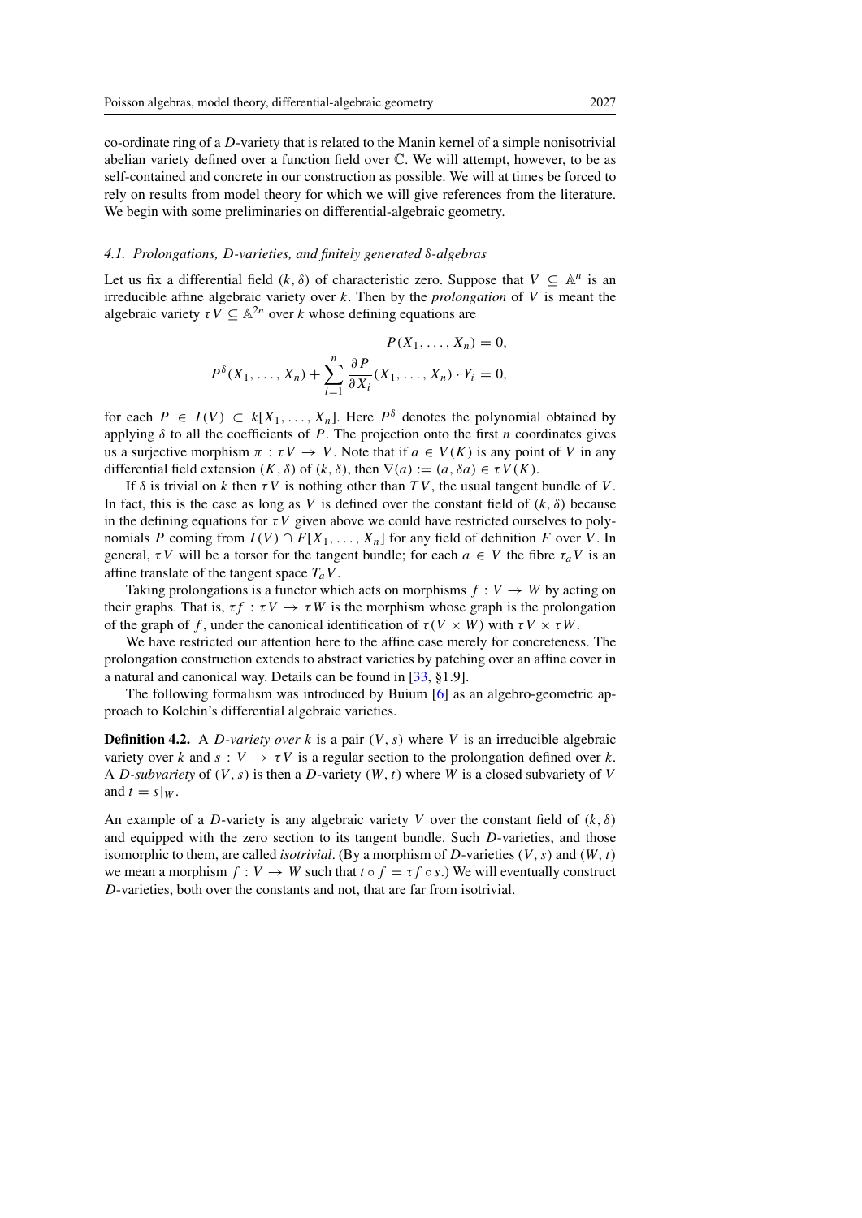co-ordinate ring of a $D$-variety that is related to the Manin kernel of a simple nonisotrivial abelian variety defined over a function field over $\mathbb{C}$. We will attempt, however, to be as self-contained and concrete in our construction as possible. We will at times be forced to rely on results from model theory for which we will give references from the literature. We begin with some preliminaries on differential-algebraic geometry.

### 4.1. Prolongations, $D$-varieties, and finitely generated $\delta$-algebras

Let us fix a differential field $(k, \delta)$ of characteristic zero. Suppose that $V \subseteq \mathbb{A}^n$ is an irreducible affine algebraic variety over $k$. Then by the *prolongation* of $V$ is meant the algebraic variety $\tau V \subseteq \mathbb{A}^{2n}$ over $k$ whose defining equations are

$$P(X_1, \ldots, X_n) = 0,$$

$$P^\delta(X_1, \ldots, X_n) + \sum_{i=1}^{n} \frac{\partial P}{\partial X_i}(X_1, \ldots, X_n) \cdot Y_i = 0,$$

for each $P \in I(V) \subset k[X_1, \ldots, X_n]$. Here $P^\delta$ denotes the polynomial obtained by applying $\delta$ to all the coefficients of $P$. The projection onto the first $n$ coordinates gives us a surjective morphism $\pi : \tau V \to V$. Note that if $a \in V(K)$ is any point of $V$ in any differential field extension $(K, \delta)$ of $(k, \delta)$, then $\nabla(a) := (a, \delta a) \in \tau V(K)$.

If $\delta$ is trivial on $k$ then $\tau V$ is nothing other than $TV$, the usual tangent bundle of $V$. In fact, this is the case as long as $V$ is defined over the constant field of $(k, \delta)$ because in the defining equations for $\tau V$ given above we could have restricted ourselves to polynomials $P$ coming from $I(V) \cap F[X_1, \ldots, X_n]$ for any field of definition $F$ over $V$. In general, $\tau V$ will be a torsor for the tangent bundle; for each $a \in V$ the fibre $\tau_a V$ is an affine translate of the tangent space $T_a V$.

Taking prolongations is a functor which acts on morphisms $f : V \to W$ by acting on their graphs. That is, $\tau f : \tau V \to \tau W$ is the morphism whose graph is the prolongation of the graph of $f$, under the canonical identification of $\tau(V \times W)$ with $\tau V \times \tau W$.

We have restricted our attention here to the affine case merely for concreteness. The prolongation construction extends to abstract varieties by patching over an affine cover in a natural and canonical way. Details can be found in [33, §1.9].

The following formalism was introduced by Buium [6] as an algebro-geometric approach to Kolchin's differential algebraic varieties.

**Definition 4.2.** A *$D$-variety over $k$* is a pair $(V, s)$ where $V$ is an irreducible algebraic variety over $k$ and $s : V \to \tau V$ is a regular section to the prolongation defined over $k$. A *$D$-subvariety* of $(V, s)$ is then a $D$-variety $(W, t)$ where $W$ is a closed subvariety of $V$ and $t = s|_W$.

An example of a $D$-variety is any algebraic variety $V$ over the constant field of $(k, \delta)$ and equipped with the zero section to its tangent bundle. Such $D$-varieties, and those isomorphic to them, are called *isotrivial*. (By a morphism of $D$-varieties $(V, s)$ and $(W, t)$ we mean a morphism $f : V \to W$ such that $t \circ f = \tau f \circ s$.) We will eventually construct $D$-varieties, both over the constants and not, that are far from isotrivial.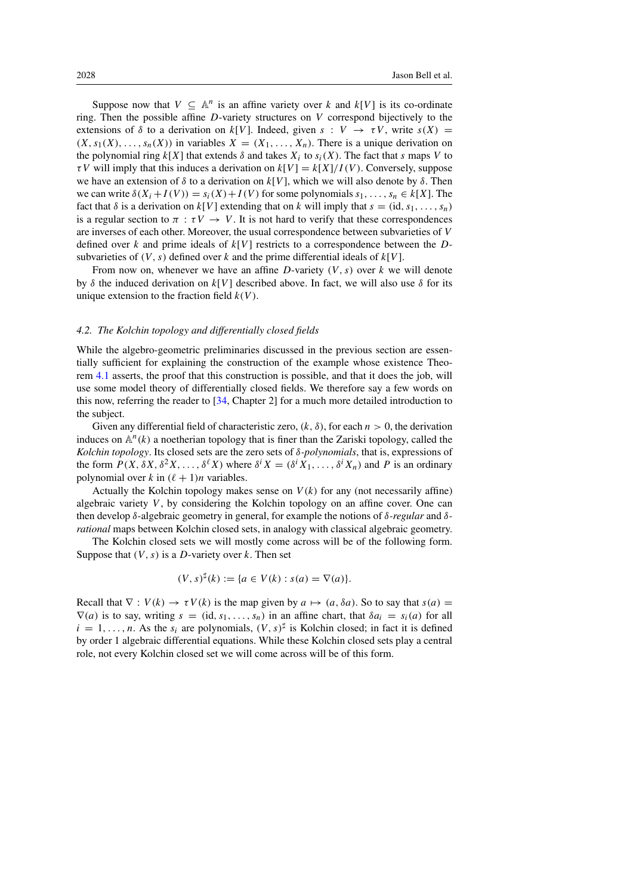Suppose now that $V \subseteq \mathbb{A}^n$ is an affine variety over $k$ and $k[V]$ is its co-ordinate ring. Then the possible affine $D$-variety structures on $V$ correspond bijectively to the extensions of $\delta$ to a derivation on $k[V]$. Indeed, given $s : V \to \tau V$, write $s(X) = (X, s_1(X), \ldots, s_n(X))$ in variables $X = (X_1, \ldots, X_n)$. There is a unique derivation on the polynomial ring $k[X]$ that extends $\delta$ and takes $X_i$ to $s_i(X)$. The fact that $s$ maps $V$ to $\tau V$ will imply that this induces a derivation on $k[V] = k[X]/I(V)$. Conversely, suppose we have an extension of $\delta$ to a derivation on $k[V]$, which we will also denote by $\delta$. Then we can write $\delta(X_i + I(V)) = s_i(X) + I(V)$ for some polynomials $s_1, \ldots, s_n \in k[X]$. The fact that $\delta$ is a derivation on $k[V]$ extending that on $k$ will imply that $s = (\mathrm{id}, s_1, \ldots, s_n)$ is a regular section to $\pi : \tau V \to V$. It is not hard to verify that these correspondences are inverses of each other. Moreover, the usual correspondence between subvarieties of $V$ defined over $k$ and prime ideals of $k[V]$ restricts to a correspondence between the $D$-subvarieties of $(V, s)$ defined over $k$ and the prime differential ideals of $k[V]$.

From now on, whenever we have an affine $D$-variety $(V, s)$ over $k$ we will denote by $\delta$ the induced derivation on $k[V]$ described above. In fact, we will also use $\delta$ for its unique extension to the fraction field $k(V)$.

### 4.2. The Kolchin topology and differentially closed fields

While the algebro-geometric preliminaries discussed in the previous section are essentially sufficient for explaining the construction of the example whose existence Theorem 4.1 asserts, the proof that this construction is possible, and that it does the job, will use some model theory of differentially closed fields. We therefore say a few words on this now, referring the reader to [34, Chapter 2] for a much more detailed introduction to the subject.

Given any differential field of characteristic zero, $(k, \delta)$, for each $n > 0$, the derivation induces on $\mathbb{A}^n(k)$ a noetherian topology that is finer than the Zariski topology, called the *Kolchin topology*. Its closed sets are the zero sets of *$\delta$-polynomials*, that is, expressions of the form $P(X, \delta X, \delta^2 X, \ldots, \delta^\ell X)$ where $\delta^i X = (\delta^i X_1, \ldots, \delta^i X_n)$ and $P$ is an ordinary polynomial over $k$ in $(\ell + 1)n$ variables.

Actually the Kolchin topology makes sense on $V(k)$ for any (not necessarily affine) algebraic variety $V$, by considering the Kolchin topology on an affine cover. One can then develop $\delta$-algebraic geometry in general, for example the notions of *$\delta$-regular* and *$\delta$-rational* maps between Kolchin closed sets, in analogy with classical algebraic geometry.

The Kolchin closed sets we will mostly come across will be of the following form. Suppose that $(V, s)$ is a $D$-variety over $k$. Then set

$$(V, s)^\sharp(k) := \{a \in V(k) : s(a) = \nabla(a)\}.$$

Recall that $\nabla : V(k) \to \tau V(k)$ is the map given by $a \mapsto (a, \delta a)$. So to say that $s(a) = \nabla(a)$ is to say, writing $s = (\mathrm{id}, s_1, \ldots, s_n)$ in an affine chart, that $\delta a_i = s_i(a)$ for all $i = 1, \ldots, n$. As the $s_i$ are polynomials, $(V, s)^\sharp$ is Kolchin closed; in fact it is defined by order 1 algebraic differential equations. While these Kolchin closed sets play a central role, not every Kolchin closed set we will come across will be of this form.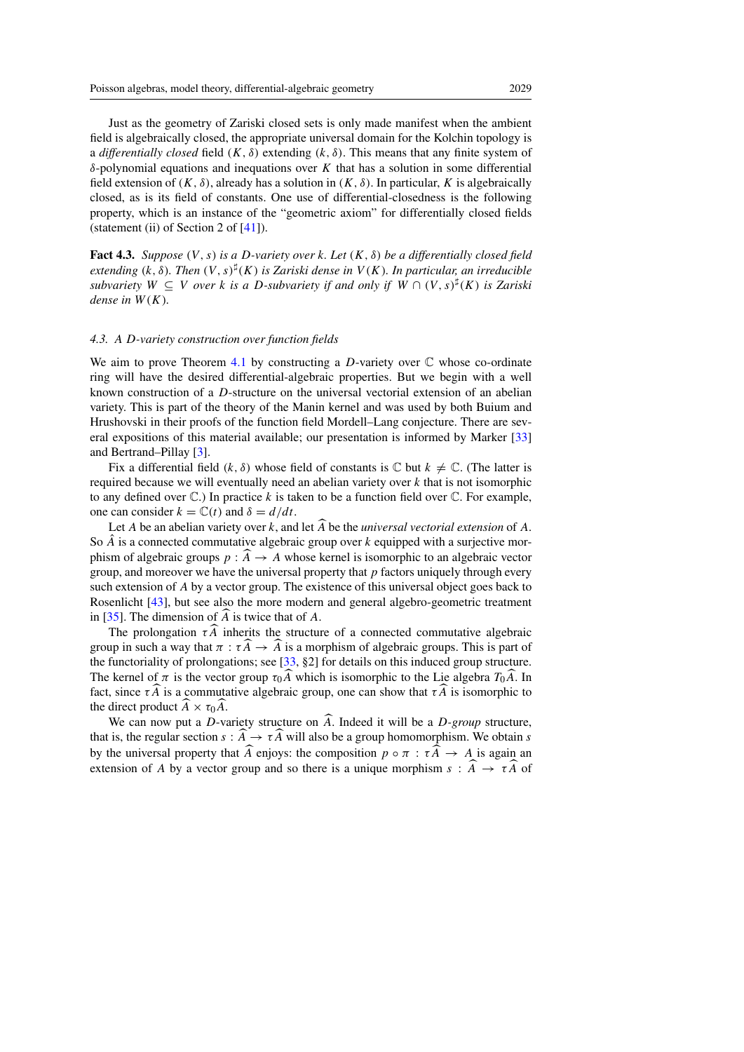Just as the geometry of Zariski closed sets is only made manifest when the ambient field is algebraically closed, the appropriate universal domain for the Kolchin topology is a *differentially closed* field $(K, \delta)$ extending $(k, \delta)$. This means that any finite system of $\delta$-polynomial equations and inequations over $K$ that has a solution in some differential field extension of $(K, \delta)$, already has a solution in $(K, \delta)$. In particular, $K$ is algebraically closed, as is its field of constants. One use of differential-closedness is the following property, which is an instance of the "geometric axiom" for differentially closed fields (statement (ii) of Section 2 of [41]).

**Fact 4.3.** *Suppose $(V, s)$ is a $D$-variety over $k$. Let $(K, \delta)$ be a differentially closed field extending $(k, \delta)$. Then $(V, s)^\sharp(K)$ is Zariski dense in $V(K)$. In particular, an irreducible subvariety $W \subseteq V$ over $k$ is a $D$-subvariety if and only if $W \cap (V, s)^\sharp(K)$ is Zariski dense in $W(K)$.*

### 4.3. A $D$-variety construction over function fields

We aim to prove Theorem 4.1 by constructing a $D$-variety over $\mathbb{C}$ whose co-ordinate ring will have the desired differential-algebraic properties. But we begin with a well known construction of a $D$-structure on the universal vectorial extension of an abelian variety. This is part of the theory of the Manin kernel and was used by both Buium and Hrushovski in their proofs of the function field Mordell–Lang conjecture. There are several expositions of this material available; our presentation is informed by Marker [33] and Bertrand–Pillay [3].

Fix a differential field $(k, \delta)$ whose field of constants is $\mathbb{C}$ but $k \neq \mathbb{C}$. (The latter is required because we will eventually need an abelian variety over $k$ that is not isomorphic to any defined over $\mathbb{C}$.) In practice $k$ is taken to be a function field over $\mathbb{C}$. For example, one can consider $k = \mathbb{C}(t)$ and $\delta = d/dt$.

Let $A$ be an abelian variety over $k$, and let $\widehat{A}$ be the *universal vectorial extension* of $A$. So $\hat{A}$ is a connected commutative algebraic group over $k$ equipped with a surjective morphism of algebraic groups $p : \widehat{A} \to A$ whose kernel is isomorphic to an algebraic vector group, and moreover we have the universal property that $p$ factors uniquely through every such extension of $A$ by a vector group. The existence of this universal object goes back to Rosenlicht [43], but see also the more modern and general algebro-geometric treatment in [35]. The dimension of $\widehat{A}$ is twice that of $A$.

The prolongation $\tau\widehat{A}$ inherits the structure of a connected commutative algebraic group in such a way that $\pi : \tau\widehat{A} \to \widehat{A}$ is a morphism of algebraic groups. This is part of the functoriality of prolongations; see [33, §2] for details on this induced group structure. The kernel of $\pi$ is the vector group $\tau_0\widehat{A}$ which is isomorphic to the Lie algebra $T_0\widehat{A}$. In fact, since $\tau\widehat{A}$ is a commutative algebraic group, one can show that $\tau\widehat{A}$ is isomorphic to the direct product $\widehat{A} \times \tau_0\widehat{A}$.

We can now put a $D$-variety structure on $\widehat{A}$. Indeed it will be a $D$-*group* structure, that is, the regular section $s : \widehat{A} \to \tau\widehat{A}$ will also be a group homomorphism. We obtain $s$ by the universal property that $\widehat{A}$ enjoys: the composition $p \circ \pi : \tau\widehat{A} \to A$ is again an extension of $A$ by a vector group and so there is a unique morphism $s : \widehat{A} \to \tau\widehat{A}$ of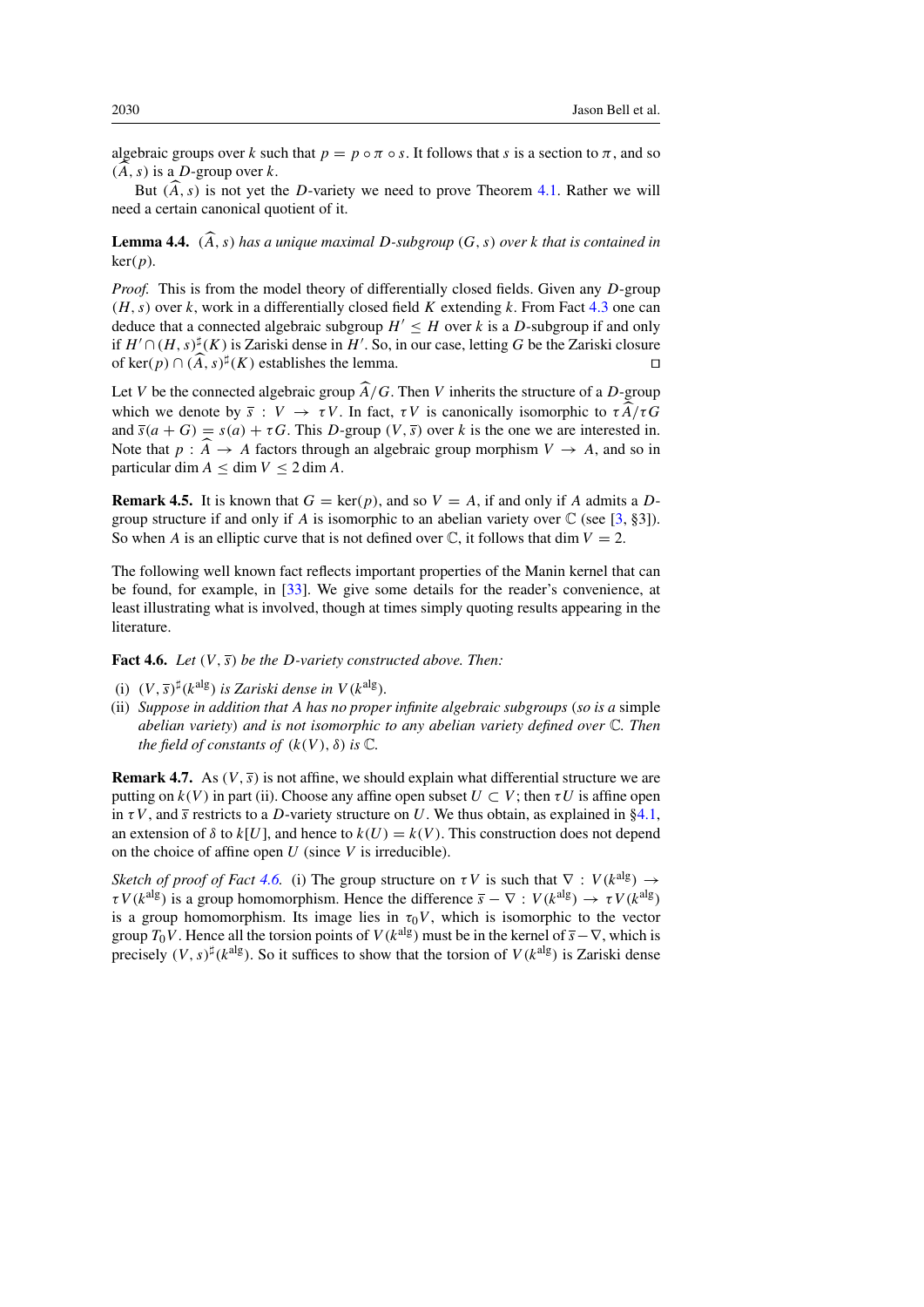algebraic groups over $k$ such that $p = p \circ \pi \circ s$. It follows that $s$ is a section to $\pi$, and so $(\widehat{A}, s)$ is a $D$-group over $k$.

But $(\widehat{A}, s)$ is not yet the $D$-variety we need to prove Theorem 4.1. Rather we will need a certain canonical quotient of it.

**Lemma 4.4.** *$(\widehat{A}, s)$ has a unique maximal $D$-subgroup $(G, s)$ over $k$ that is contained in $\ker(p)$.*

*Proof.* This is from the model theory of differentially closed fields. Given any $D$-group $(H, s)$ over $k$, work in a differentially closed field $K$ extending $k$. From Fact 4.3 one can deduce that a connected algebraic subgroup $H' \leq H$ over $k$ is a $D$-subgroup if and only if $H' \cap (H, s)^\sharp(K)$ is Zariski dense in $H'$. So, in our case, letting $G$ be the Zariski closure of $\ker(p) \cap (\widehat{A}, s)^\sharp(K)$ establishes the lemma. $\square$

Let $V$ be the connected algebraic group $\widehat{A}/G$. Then $V$ inherits the structure of a $D$-group which we denote by $\overline{s} : V \to \tau V$. In fact, $\tau V$ is canonically isomorphic to $\tau\widehat{A}/\tau G$ and $\overline{s}(a + G) = s(a) + \tau G$. This $D$-group $(V, \overline{s})$ over $k$ is the one we are interested in. Note that $p : \widehat{A} \to A$ factors through an algebraic group morphism $V \to A$, and so in particular $\dim A \leq \dim V \leq 2 \dim A$.

**Remark 4.5.** It is known that $G = \ker(p)$, and so $V = A$, if and only if $A$ admits a $D$-group structure if and only if $A$ is isomorphic to an abelian variety over $\mathbb{C}$ (see [3, §3]). So when $A$ is an elliptic curve that is not defined over $\mathbb{C}$, it follows that $\dim V = 2$.

The following well known fact reflects important properties of the Manin kernel that can be found, for example, in [33]. We give some details for the reader's convenience, at least illustrating what is involved, though at times simply quoting results appearing in the literature.

**Fact 4.6.** *Let $(V, \overline{s})$ be the $D$-variety constructed above. Then:*

(i) *$(V, \overline{s})^\sharp(k^{\mathrm{alg}})$ is Zariski dense in $V(k^{\mathrm{alg}})$.*
(ii) *Suppose in addition that $A$ has no proper infinite algebraic subgroups (so is a* simple *abelian variety) and is not isomorphic to any abelian variety defined over $\mathbb{C}$. Then the field of constants of $(k(V), \delta)$ is $\mathbb{C}$.*

**Remark 4.7.** As $(V, \overline{s})$ is not affine, we should explain what differential structure we are putting on $k(V)$ in part (ii). Choose any affine open subset $U \subset V$; then $\tau U$ is affine open in $\tau V$, and $\overline{s}$ restricts to a $D$-variety structure on $U$. We thus obtain, as explained in §4.1, an extension of $\delta$ to $k[U]$, and hence to $k(U) = k(V)$. This construction does not depend on the choice of affine open $U$ (since $V$ is irreducible).

*Sketch of proof of Fact 4.6.* (i) The group structure on $\tau V$ is such that $\nabla : V(k^{\mathrm{alg}}) \to \tau V(k^{\mathrm{alg}})$ is a group homomorphism. Hence the difference $\overline{s} - \nabla : V(k^{\mathrm{alg}}) \to \tau V(k^{\mathrm{alg}})$ is a group homomorphism. Its image lies in $\tau_0 V$, which is isomorphic to the vector group $T_0 V$. Hence all the torsion points of $V(k^{\mathrm{alg}})$ must be in the kernel of $\overline{s} - \nabla$, which is precisely $(V, s)^\sharp(k^{\mathrm{alg}})$. So it suffices to show that the torsion of $V(k^{\mathrm{alg}})$ is Zariski dense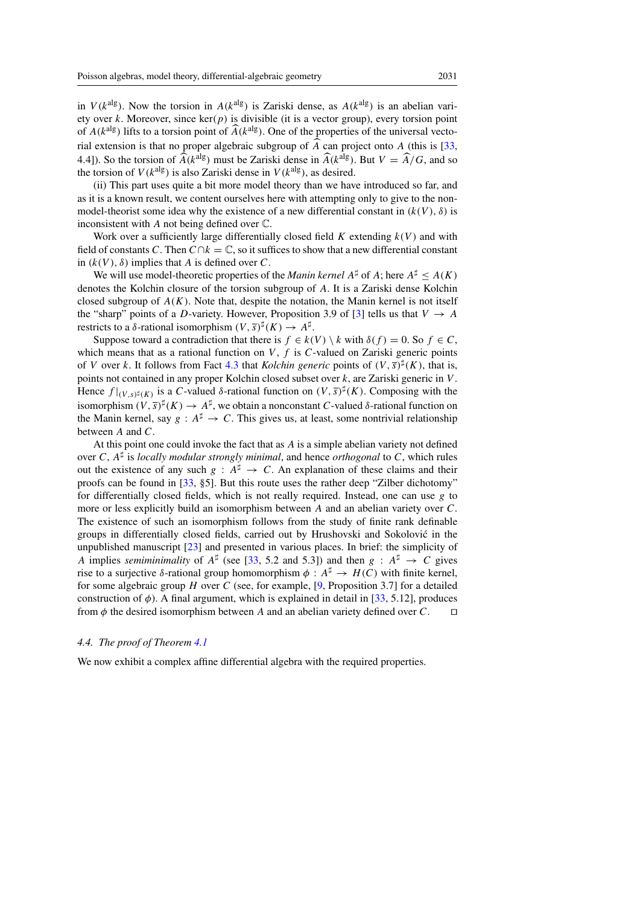in $V(k^{\mathrm{alg}})$. Now the torsion in $A(k^{\mathrm{alg}})$ is Zariski dense, as $A(k^{\mathrm{alg}})$ is an abelian variety over $k$. Moreover, since $\ker(p)$ is divisible (it is a vector group), every torsion point of $A(k^{\mathrm{alg}})$ lifts to a torsion point of $\widehat{A}(k^{\mathrm{alg}})$. One of the properties of the universal vectorial extension is that no proper algebraic subgroup of $\widehat{A}$ can project onto $A$ (this is [33, 4.4]). So the torsion of $\widehat{A}(k^{\mathrm{alg}})$ must be Zariski dense in $\widehat{A}(k^{\mathrm{alg}})$. But $V = \widehat{A}/G$, and so the torsion of $V(k^{\mathrm{alg}})$ is also Zariski dense in $V(k^{\mathrm{alg}})$, as desired.

(ii) This part uses quite a bit more model theory than we have introduced so far, and as it is a known result, we content ourselves here with attempting only to give to the non-model-theorist some idea why the existence of a new differential constant in $(k(V), \delta)$ is inconsistent with $A$ not being defined over $\mathbb{C}$.

Work over a sufficiently large differentially closed field $K$ extending $k(V)$ and with field of constants $C$. Then $C \cap k = \mathbb{C}$, so it suffices to show that a new differential constant in $(k(V), \delta)$ implies that $A$ is defined over $C$.

We will use model-theoretic properties of the *Manin kernel* $A^\sharp$ of $A$; here $A^\sharp \leq A(K)$ denotes the Kolchin closure of the torsion subgroup of $A$. It is a Zariski dense Kolchin closed subgroup of $A(K)$. Note that, despite the notation, the Manin kernel is not itself the "sharp" points of a $D$-variety. However, Proposition 3.9 of [3] tells us that $V \to A$ restricts to a $\delta$-rational isomorphism $(V, \overline{s})^\sharp(K) \to A^\sharp$.

Suppose toward a contradiction that there is $f \in k(V) \setminus k$ with $\delta(f) = 0$. So $f \in C$, which means that as a rational function on $V$, $f$ is $C$-valued on Zariski generic points of $V$ over $k$. It follows from Fact 4.3 that *Kolchin generic* points of $(V, \overline{s})^\sharp(K)$, that is, points not contained in any proper Kolchin closed subset over $k$, are Zariski generic in $V$. Hence $f|_{(V,s)^\sharp(K)}$ is a $C$-valued $\delta$-rational function on $(V, \overline{s})^\sharp(K)$. Composing with the isomorphism $(V, \overline{s})^\sharp(K) \to A^\sharp$, we obtain a nonconstant $C$-valued $\delta$-rational function on the Manin kernel, say $g : A^\sharp \to C$. This gives us, at least, some nontrivial relationship between $A$ and $C$.

At this point one could invoke the fact that as $A$ is a simple abelian variety not defined over $C$, $A^\sharp$ is *locally modular strongly minimal*, and hence *orthogonal* to $C$, which rules out the existence of any such $g : A^\sharp \to C$. An explanation of these claims and their proofs can be found in [33, §5]. But this route uses the rather deep "Zilber dichotomy" for differentially closed fields, which is not really required. Instead, one can use $g$ to more or less explicitly build an isomorphism between $A$ and an abelian variety over $C$. The existence of such an isomorphism follows from the study of finite rank definable groups in differentially closed fields, carried out by Hrushovski and Sokolović in the unpublished manuscript [23] and presented in various places. In brief: the simplicity of $A$ implies *semiminimality* of $A^\sharp$ (see [33, 5.2 and 5.3]) and then $g : A^\sharp \to C$ gives rise to a surjective $\delta$-rational group homomorphism $\phi : A^\sharp \to H(C)$ with finite kernel, for some algebraic group $H$ over $C$ (see, for example, [9, Proposition 3.7] for a detailed construction of $\phi$). A final argument, which is explained in detail in [33, 5.12], produces from $\phi$ the desired isomorphism between $A$ and an abelian variety defined over $C$. $\square$

### 4.4. The proof of Theorem 4.1

We now exhibit a complex affine differential algebra with the required properties.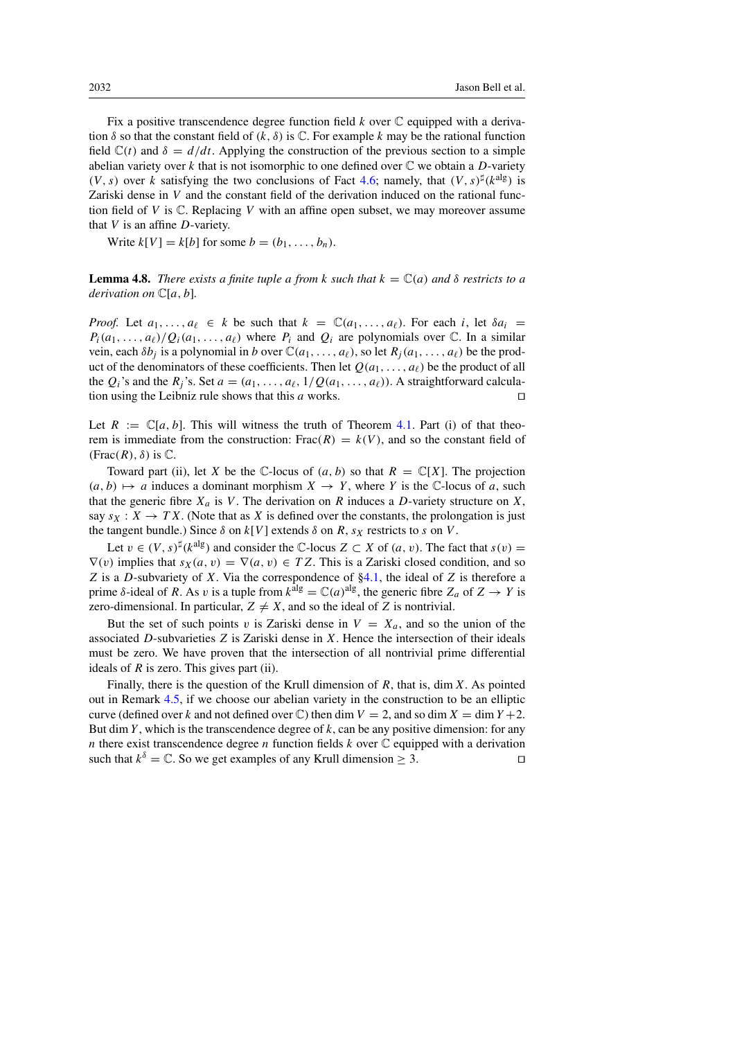Fix a positive transcendence degree function field $k$ over $\mathbb{C}$ equipped with a derivation $\delta$ so that the constant field of $(k, \delta)$ is $\mathbb{C}$. For example $k$ may be the rational function field $\mathbb{C}(t)$ and $\delta = d/dt$. Applying the construction of the previous section to a simple abelian variety over $k$ that is not isomorphic to one defined over $\mathbb{C}$ we obtain a $D$-variety $(V, s)$ over $k$ satisfying the two conclusions of Fact 4.6; namely, that $(V, s)^\sharp(k^{\text{alg}})$ is Zariski dense in $V$ and the constant field of the derivation induced on the rational function field of $V$ is $\mathbb{C}$. Replacing $V$ with an affine open subset, we may moreover assume that $V$ is an affine $D$-variety.

Write $k[V] = k[b]$ for some $b = (b_1, \ldots, b_n)$.

**Lemma 4.8.** *There exists a finite tuple $a$ from $k$ such that $k = \mathbb{C}(a)$ and $\delta$ restricts to a derivation on $\mathbb{C}[a, b]$.*

*Proof.* Let $a_1, \ldots, a_\ell \in k$ be such that $k = \mathbb{C}(a_1, \ldots, a_\ell)$. For each $i$, let $\delta a_i = P_i(a_1, \ldots, a_\ell)/Q_i(a_1, \ldots, a_\ell)$ where $P_i$ and $Q_i$ are polynomials over $\mathbb{C}$. In a similar vein, each $\delta b_j$ is a polynomial in $b$ over $\mathbb{C}(a_1, \ldots, a_\ell)$, so let $R_j(a_1, \ldots, a_\ell)$ be the product of the denominators of these coefficients. Then let $Q(a_1, \ldots, a_\ell)$ be the product of all the $Q_i$'s and the $R_j$'s. Set $a = (a_1, \ldots, a_\ell, 1/Q(a_1, \ldots, a_\ell))$. A straightforward calculation using the Leibniz rule shows that this $a$ works. ◻

Let $R := \mathbb{C}[a, b]$. This will witness the truth of Theorem 4.1. Part (i) of that theorem is immediate from the construction: $\text{Frac}(R) = k(V)$, and so the constant field of $(\text{Frac}(R), \delta)$ is $\mathbb{C}$.

Toward part (ii), let $X$ be the $\mathbb{C}$-locus of $(a, b)$ so that $R = \mathbb{C}[X]$. The projection $(a, b) \mapsto a$ induces a dominant morphism $X \to Y$, where $Y$ is the $\mathbb{C}$-locus of $a$, such that the generic fibre $X_a$ is $V$. The derivation on $R$ induces a $D$-variety structure on $X$, say $s_X : X \to TX$. (Note that as $X$ is defined over the constants, the prolongation is just the tangent bundle.) Since $\delta$ on $k[V]$ extends $\delta$ on $R$, $s_X$ restricts to $s$ on $V$.

Let $v \in (V, s)^\sharp(k^{\text{alg}})$ and consider the $\mathbb{C}$-locus $Z \subset X$ of $(a, v)$. The fact that $s(v) = \nabla(v)$ implies that $s_X(a, v) = \nabla(a, v) \in TZ$. This is a Zariski closed condition, and so $Z$ is a $D$-subvariety of $X$. Via the correspondence of §4.1, the ideal of $Z$ is therefore a prime $\delta$-ideal of $R$. As $v$ is a tuple from $k^{\text{alg}} = \mathbb{C}(a)^{\text{alg}}$, the generic fibre $Z_a$ of $Z \to Y$ is zero-dimensional. In particular, $Z \neq X$, and so the ideal of $Z$ is nontrivial.

But the set of such points $v$ is Zariski dense in $V = X_a$, and so the union of the associated $D$-subvarieties $Z$ is Zariski dense in $X$. Hence the intersection of their ideals must be zero. We have proven that the intersection of all nontrivial prime differential ideals of $R$ is zero. This gives part (ii).

Finally, there is the question of the Krull dimension of $R$, that is, $\dim X$. As pointed out in Remark 4.5, if we choose our abelian variety in the construction to be an elliptic curve (defined over $k$ and not defined over $\mathbb{C}$) then $\dim V = 2$, and so $\dim X = \dim Y + 2$. But $\dim Y$, which is the transcendence degree of $k$, can be any positive dimension: for any $n$ there exist transcendence degree $n$ function fields $k$ over $\mathbb{C}$ equipped with a derivation such that $k^\delta = \mathbb{C}$. So we get examples of any Krull dimension $\geq 3$. ◻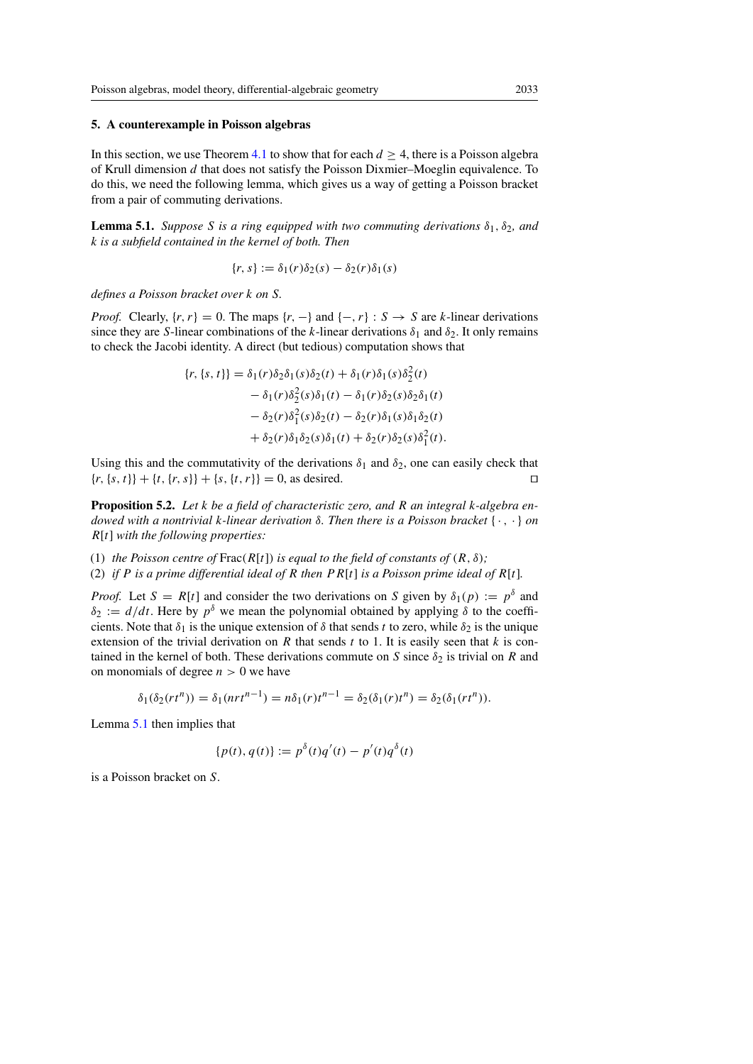## 5. A counterexample in Poisson algebras

In this section, we use Theorem 4.1 to show that for each $d \geq 4$, there is a Poisson algebra of Krull dimension $d$ that does not satisfy the Poisson Dixmier–Moeglin equivalence. To do this, we need the following lemma, which gives us a way of getting a Poisson bracket from a pair of commuting derivations.

**Lemma 5.1.** *Suppose $S$ is a ring equipped with two commuting derivations $\delta_1, \delta_2$, and $k$ is a subfield contained in the kernel of both. Then*

$$\{r, s\} := \delta_1(r)\delta_2(s) - \delta_2(r)\delta_1(s)$$

*defines a Poisson bracket over $k$ on $S$.*

*Proof.* Clearly, $\{r, r\} = 0$. The maps $\{r, -\}$ and $\{-, r\} : S \to S$ are $k$-linear derivations since they are $S$-linear combinations of the $k$-linear derivations $\delta_1$ and $\delta_2$. It only remains to check the Jacobi identity. A direct (but tedious) computation shows that

$$\begin{aligned}
\{r, \{s, t\}\} &= \delta_1(r)\delta_2\delta_1(s)\delta_2(t) + \delta_1(r)\delta_1(s)\delta_2^2(t) \\
&\quad - \delta_1(r)\delta_2^2(s)\delta_1(t) - \delta_1(r)\delta_2(s)\delta_2\delta_1(t) \\
&\quad - \delta_2(r)\delta_1^2(s)\delta_2(t) - \delta_2(r)\delta_1(s)\delta_1\delta_2(t) \\
&\quad + \delta_2(r)\delta_1\delta_2(s)\delta_1(t) + \delta_2(r)\delta_2(s)\delta_1^2(t).
\end{aligned}$$

Using this and the commutativity of the derivations $\delta_1$ and $\delta_2$, one can easily check that $\{r, \{s, t\}\} + \{t, \{r, s\}\} + \{s, \{t, r\}\} = 0$, as desired. □

**Proposition 5.2.** *Let $k$ be a field of characteristic zero, and $R$ an integral $k$-algebra endowed with a nontrivial $k$-linear derivation $\delta$. Then there is a Poisson bracket $\{\cdot, \cdot\}$ on $R[t]$ with the following properties:*

1. *the Poisson centre of $\operatorname{Frac}(R[t])$ is equal to the field of constants of $(R, \delta)$;*
2. *if $P$ is a prime differential ideal of $R$ then $PR[t]$ is a Poisson prime ideal of $R[t]$.*

*Proof.* Let $S = R[t]$ and consider the two derivations on $S$ given by $\delta_1(p) := p^\delta$ and $\delta_2 := d/dt$. Here by $p^\delta$ we mean the polynomial obtained by applying $\delta$ to the coefficients. Note that $\delta_1$ is the unique extension of $\delta$ that sends $t$ to zero, while $\delta_2$ is the unique extension of the trivial derivation on $R$ that sends $t$ to 1. It is easily seen that $k$ is contained in the kernel of both. These derivations commute on $S$ since $\delta_2$ is trivial on $R$ and on monomials of degree $n > 0$ we have

$$\delta_1(\delta_2(rt^n)) = \delta_1(nrt^{n-1}) = n\delta_1(r)t^{n-1} = \delta_2(\delta_1(r)t^n) = \delta_2(\delta_1(rt^n)).$$

Lemma 5.1 then implies that

$$\{p(t), q(t)\} := p^\delta(t)q'(t) - p'(t)q^\delta(t)$$

is a Poisson bracket on $S$.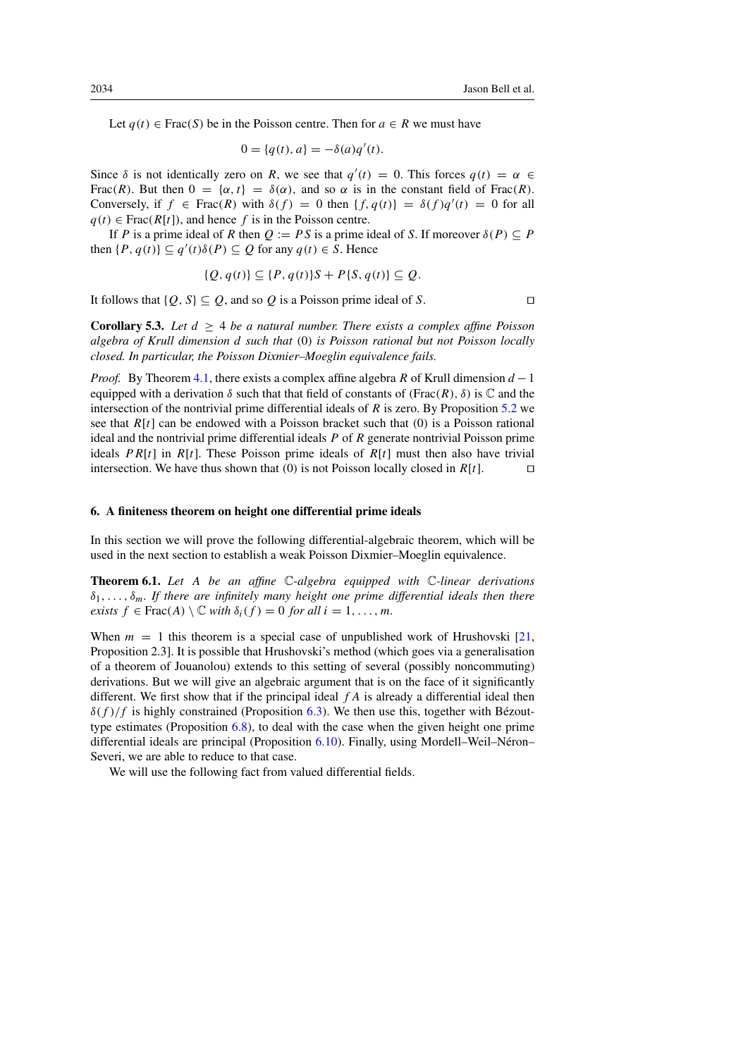Let $q(t) \in \mathrm{Frac}(S)$ be in the Poisson centre. Then for $a \in R$ we must have

$$0 = \{q(t), a\} = -\delta(a)q'(t).$$

Since $\delta$ is not identically zero on $R$, we see that $q'(t) = 0$. This forces $q(t) = \alpha \in \mathrm{Frac}(R)$. But then $0 = \{\alpha, t\} = \delta(\alpha)$, and so $\alpha$ is in the constant field of $\mathrm{Frac}(R)$. Conversely, if $f \in \mathrm{Frac}(R)$ with $\delta(f) = 0$ then $\{f, q(t)\} = \delta(f)q'(t) = 0$ for all $q(t) \in \mathrm{Frac}(R[t])$, and hence $f$ is in the Poisson centre.

If $P$ is a prime ideal of $R$ then $Q := PS$ is a prime ideal of $S$. If moreover $\delta(P) \subseteq P$ then $\{P, q(t)\} \subseteq q'(t)\delta(P) \subseteq Q$ for any $q(t) \in S$. Hence

$$\{Q, q(t)\} \subseteq \{P, q(t)\}S + P\{S, q(t)\} \subseteq Q.$$

It follows that $\{Q, S\} \subseteq Q$, and so $Q$ is a Poisson prime ideal of $S$. □

**Corollary 5.3.** *Let $d \geq 4$ be a natural number. There exists a complex affine Poisson algebra of Krull dimension $d$ such that $(0)$ is Poisson rational but not Poisson locally closed. In particular, the Poisson Dixmier–Moeglin equivalence fails.*

*Proof.* By Theorem 4.1, there exists a complex affine algebra $R$ of Krull dimension $d-1$ equipped with a derivation $\delta$ such that that field of constants of $(\mathrm{Frac}(R), \delta)$ is $\mathbb{C}$ and the intersection of the nontrivial prime differential ideals of $R$ is zero. By Proposition 5.2 we see that $R[t]$ can be endowed with a Poisson bracket such that $(0)$ is a Poisson rational ideal and the nontrivial prime differential ideals $P$ of $R$ generate nontrivial Poisson prime ideals $PR[t]$ in $R[t]$. These Poisson prime ideals of $R[t]$ must then also have trivial intersection. We have thus shown that $(0)$ is not Poisson locally closed in $R[t]$. □

## 6. A finiteness theorem on height one differential prime ideals

In this section we will prove the following differential-algebraic theorem, which will be used in the next section to establish a weak Poisson Dixmier–Moeglin equivalence.

**Theorem 6.1.** *Let $A$ be an affine $\mathbb{C}$-algebra equipped with $\mathbb{C}$-linear derivations $\delta_1, \ldots, \delta_m$. If there are infinitely many height one prime differential ideals then there exists $f \in \mathrm{Frac}(A) \setminus \mathbb{C}$ with $\delta_i(f) = 0$ for all $i = 1, \ldots, m$.*

When $m = 1$ this theorem is a special case of unpublished work of Hrushovski [21, Proposition 2.3]. It is possible that Hrushovski's method (which goes via a generalisation of a theorem of Jouanolou) extends to this setting of several (possibly noncommuting) derivations. But we will give an algebraic argument that is on the face of it significantly different. We first show that if the principal ideal $fA$ is already a differential ideal then $\delta(f)/f$ is highly constrained (Proposition 6.3). We then use this, together with Bézout-type estimates (Proposition 6.8), to deal with the case when the given height one prime differential ideals are principal (Proposition 6.10). Finally, using Mordell–Weil–Néron–Severi, we are able to reduce to that case.

We will use the following fact from valued differential fields.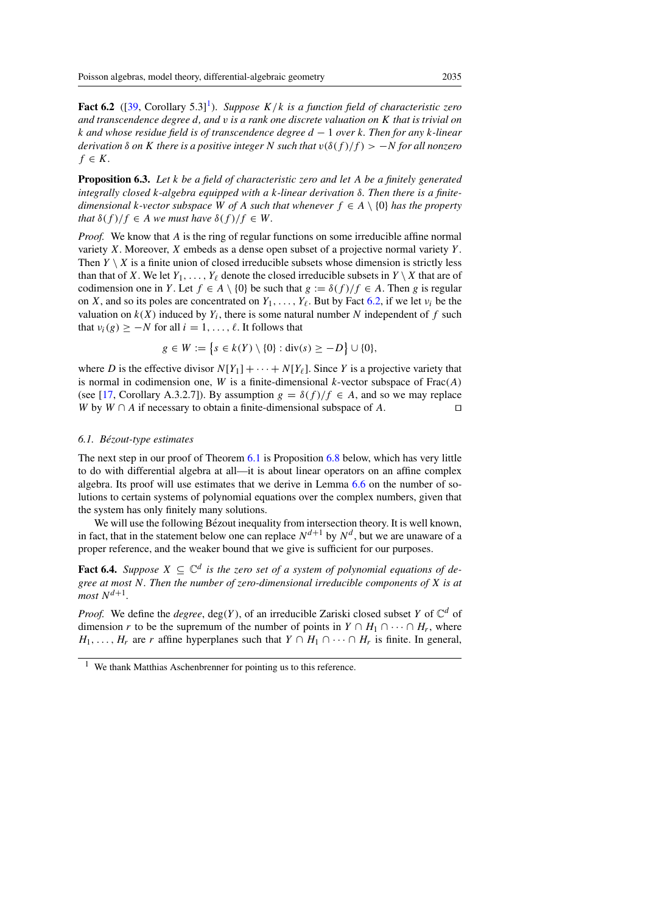**Fact 6.2** ([39, Corollary 5.3][1]). *Suppose $K/k$ is a function field of characteristic zero and transcendence degree $d$, and $v$ is a rank one discrete valuation on $K$ that is trivial on $k$ and whose residue field is of transcendence degree $d-1$ over $k$. Then for any $k$-linear derivation $\delta$ on $K$ there is a positive integer $N$ such that $v(\delta(f)/f) > -N$ for all nonzero $f \in K$.*

**Proposition 6.3.** *Let $k$ be a field of characteristic zero and let $A$ be a finitely generated integrally closed $k$-algebra equipped with a $k$-linear derivation $\delta$. Then there is a finite-dimensional $k$-vector subspace $W$ of $A$ such that whenever $f \in A \setminus \{0\}$ has the property that $\delta(f)/f \in A$ we must have $\delta(f)/f \in W$.*

*Proof.* We know that $A$ is the ring of regular functions on some irreducible affine normal variety $X$. Moreover, $X$ embeds as a dense open subset of a projective normal variety $Y$. Then $Y \setminus X$ is a finite union of closed irreducible subsets whose dimension is strictly less than that of $X$. We let $Y_1, \ldots, Y_\ell$ denote the closed irreducible subsets in $Y \setminus X$ that are of codimension one in $Y$. Let $f \in A \setminus \{0\}$ be such that $g := \delta(f)/f \in A$. Then $g$ is regular on $X$, and so its poles are concentrated on $Y_1, \ldots, Y_\ell$. But by Fact 6.2, if we let $v_i$ be the valuation on $k(X)$ induced by $Y_i$, there is some natural number $N$ independent of $f$ such that $v_i(g) \geq -N$ for all $i = 1, \ldots, \ell$. It follows that

$$g \in W := \left\{ s \in k(Y) \setminus \{0\} : \operatorname{div}(s) \geq -D \right\} \cup \{0\},$$

where $D$ is the effective divisor $N[Y_1] + \cdots + N[Y_\ell]$. Since $Y$ is a projective variety that is normal in codimension one, $W$ is a finite-dimensional $k$-vector subspace of $\operatorname{Frac}(A)$ (see [17, Corollary A.3.2.7]). By assumption $g = \delta(f)/f \in A$, and so we may replace $W$ by $W \cap A$ if necessary to obtain a finite-dimensional subspace of $A$. $\square$

### 6.1. *Bézout-type estimates*

The next step in our proof of Theorem 6.1 is Proposition 6.8 below, which has very little to do with differential algebra at all—it is about linear operators on an affine complex algebra. Its proof will use estimates that we derive in Lemma 6.6 on the number of solutions to certain systems of polynomial equations over the complex numbers, given that the system has only finitely many solutions.

We will use the following Bézout inequality from intersection theory. It is well known, in fact, that in the statement below one can replace $N^{d+1}$ by $N^d$, but we are unaware of a proper reference, and the weaker bound that we give is sufficient for our purposes.

**Fact 6.4.** *Suppose $X \subseteq \mathbb{C}^d$ is the zero set of a system of polynomial equations of degree at most $N$. Then the number of zero-dimensional irreducible components of $X$ is at most $N^{d+1}$.*

*Proof.* We define the *degree*, $\deg(Y)$, of an irreducible Zariski closed subset $Y$ of $\mathbb{C}^d$ of dimension $r$ to be the supremum of the number of points in $Y \cap H_1 \cap \cdots \cap H_r$, where $H_1, \ldots, H_r$ are $r$ affine hyperplanes such that $Y \cap H_1 \cap \cdots \cap H_r$ is finite. In general,

[1] We thank Matthias Aschenbrenner for pointing us to this reference.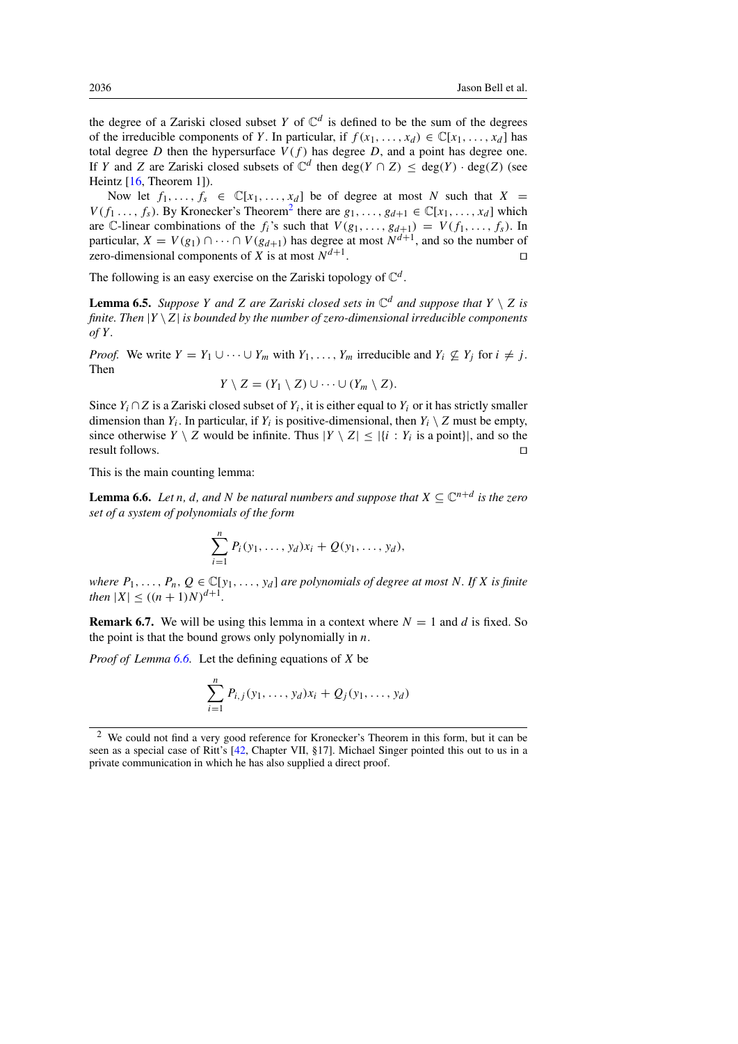the degree of a Zariski closed subset $Y$ of $\mathbb{C}^d$ is defined to be the sum of the degrees of the irreducible components of $Y$. In particular, if $f(x_1, \ldots, x_d) \in \mathbb{C}[x_1, \ldots, x_d]$ has total degree $D$ then the hypersurface $V(f)$ has degree $D$, and a point has degree one. If $Y$ and $Z$ are Zariski closed subsets of $\mathbb{C}^d$ then $\deg(Y \cap Z) \leq \deg(Y) \cdot \deg(Z)$ (see Heintz [16, Theorem 1]).

Now let $f_1, \ldots, f_s \in \mathbb{C}[x_1, \ldots, x_d]$ be of degree at most $N$ such that $X = V(f_1 \ldots, f_s)$. By Kronecker's Theorem[2] there are $g_1, \ldots, g_{d+1} \in \mathbb{C}[x_1, \ldots, x_d]$ which are $\mathbb{C}$-linear combinations of the $f_i$'s such that $V(g_1, \ldots, g_{d+1}) = V(f_1, \ldots, f_s)$. In particular, $X = V(g_1) \cap \cdots \cap V(g_{d+1})$ has degree at most $N^{d+1}$, and so the number of zero-dimensional components of $X$ is at most $N^{d+1}$. ◻

The following is an easy exercise on the Zariski topology of $\mathbb{C}^d$.

**Lemma 6.5.** *Suppose $Y$ and $Z$ are Zariski closed sets in $\mathbb{C}^d$ and suppose that $Y \setminus Z$ is finite. Then $|Y \setminus Z|$ is bounded by the number of zero-dimensional irreducible components of $Y$.*

*Proof.* We write $Y = Y_1 \cup \cdots \cup Y_m$ with $Y_1, \ldots, Y_m$ irreducible and $Y_i \not\subseteq Y_j$ for $i \neq j$. Then

$$Y \setminus Z = (Y_1 \setminus Z) \cup \cdots \cup (Y_m \setminus Z).$$

Since $Y_i \cap Z$ is a Zariski closed subset of $Y_i$, it is either equal to $Y_i$ or it has strictly smaller dimension than $Y_i$. In particular, if $Y_i$ is positive-dimensional, then $Y_i \setminus Z$ must be empty, since otherwise $Y \setminus Z$ would be infinite. Thus $|Y \setminus Z| \leq |\{i : Y_i \text{ is a point}\}|$, and so the result follows. ◻

This is the main counting lemma:

**Lemma 6.6.** *Let $n$, $d$, and $N$ be natural numbers and suppose that $X \subseteq \mathbb{C}^{n+d}$ is the zero set of a system of polynomials of the form*

$$\sum_{i=1}^{n} P_i(y_1, \ldots, y_d)x_i + Q(y_1, \ldots, y_d),$$

*where $P_1, \ldots, P_n, Q \in \mathbb{C}[y_1, \ldots, y_d]$ are polynomials of degree at most $N$. If $X$ is finite then $|X| \leq ((n+1)N)^{d+1}$.*

**Remark 6.7.** We will be using this lemma in a context where $N = 1$ and $d$ is fixed. So the point is that the bound grows only polynomially in $n$.

*Proof of Lemma 6.6.* Let the defining equations of $X$ be

$$\sum_{i=1}^{n} P_{i,j}(y_1, \ldots, y_d)x_i + Q_j(y_1, \ldots, y_d)$$

[2] We could not find a very good reference for Kronecker's Theorem in this form, but it can be seen as a special case of Ritt's [42, Chapter VII, §17]. Michael Singer pointed this out to us in a private communication in which he has also supplied a direct proof.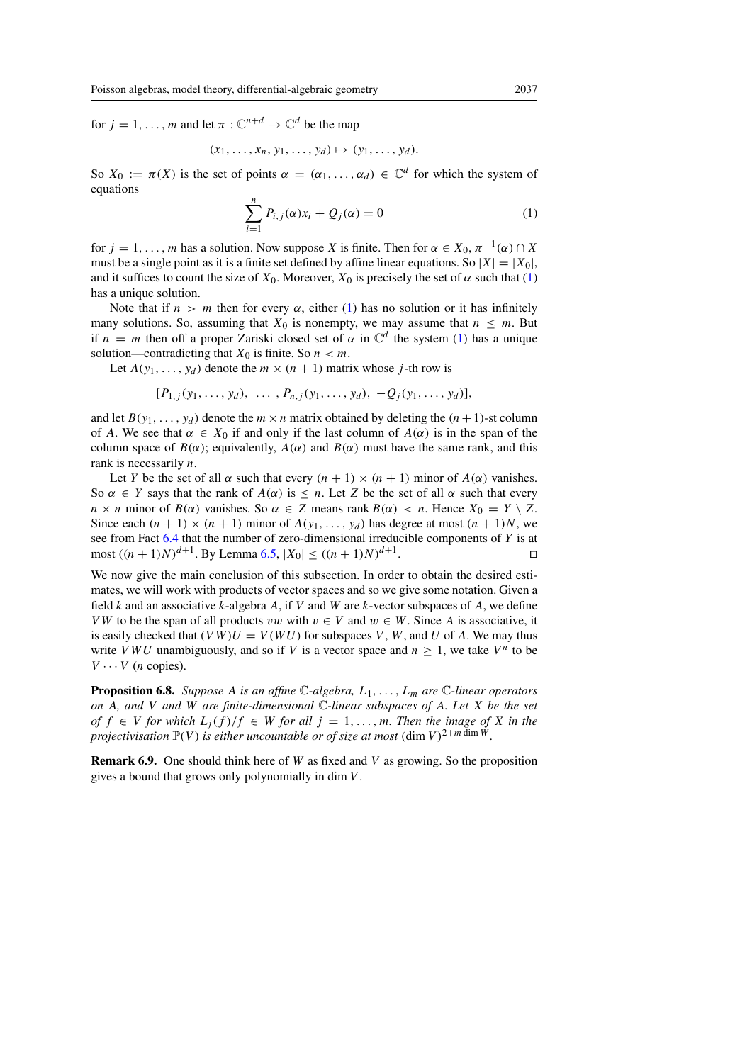for $j = 1, \ldots, m$ and let $\pi : \mathbb{C}^{n+d} \to \mathbb{C}^d$ be the map

$$(x_1, \ldots, x_n, y_1, \ldots, y_d) \mapsto (y_1, \ldots, y_d).$$

So $X_0 := \pi(X)$ is the set of points $\alpha = (\alpha_1, \ldots, \alpha_d) \in \mathbb{C}^d$ for which the system of equations

$$\sum_{i=1}^{n} P_{i,j}(\alpha)x_i + Q_j(\alpha) = 0 \tag{1}$$

for $j = 1, \ldots, m$ has a solution. Now suppose $X$ is finite. Then for $\alpha \in X_0$, $\pi^{-1}(\alpha) \cap X$ must be a single point as it is a finite set defined by affine linear equations. So $|X| = |X_0|$, and it suffices to count the size of $X_0$. Moreover, $X_0$ is precisely the set of $\alpha$ such that (1) has a unique solution.

Note that if $n > m$ then for every $\alpha$, either (1) has no solution or it has infinitely many solutions. So, assuming that $X_0$ is nonempty, we may assume that $n \leq m$. But if $n = m$ then off a proper Zariski closed set of $\alpha$ in $\mathbb{C}^d$ the system (1) has a unique solution—contradicting that $X_0$ is finite. So $n < m$.

Let $A(y_1, \ldots, y_d)$ denote the $m \times (n + 1)$ matrix whose $j$-th row is

$$[P_{1,j}(y_1, \ldots, y_d), \ \ldots, P_{n,j}(y_1, \ldots, y_d), \ -Q_j(y_1, \ldots, y_d)],$$

and let $B(y_1, \ldots, y_d)$ denote the $m \times n$ matrix obtained by deleting the $(n+1)$-st column of $A$. We see that $\alpha \in X_0$ if and only if the last column of $A(\alpha)$ is in the span of the column space of $B(\alpha)$; equivalently, $A(\alpha)$ and $B(\alpha)$ must have the same rank, and this rank is necessarily $n$.

Let $Y$ be the set of all $\alpha$ such that every $(n + 1) \times (n + 1)$ minor of $A(\alpha)$ vanishes. So $\alpha \in Y$ says that the rank of $A(\alpha)$ is $\leq n$. Let $Z$ be the set of all $\alpha$ such that every $n \times n$ minor of $B(\alpha)$ vanishes. So $\alpha \in Z$ means rank $B(\alpha) < n$. Hence $X_0 = Y \setminus Z$. Since each $(n + 1) \times (n + 1)$ minor of $A(y_1, \ldots, y_d)$ has degree at most $(n + 1)N$, we see from Fact 6.4 that the number of zero-dimensional irreducible components of $Y$ is at most $((n + 1)N)^{d+1}$. By Lemma 6.5, $|X_0| \leq ((n + 1)N)^{d+1}$. □

We now give the main conclusion of this subsection. In order to obtain the desired estimates, we will work with products of vector spaces and so we give some notation. Given a field $k$ and an associative $k$-algebra $A$, if $V$ and $W$ are $k$-vector subspaces of $A$, we define $VW$ to be the span of all products $vw$ with $v \in V$ and $w \in W$. Since $A$ is associative, it is easily checked that $(VW)U = V(WU)$ for subspaces $V$, $W$, and $U$ of $A$. We may thus write $VWU$ unambiguously, and so if $V$ is a vector space and $n \geq 1$, we take $V^n$ to be $V \cdots V$ ($n$ copies).

**Proposition 6.8.** *Suppose $A$ is an affine $\mathbb{C}$-algebra, $L_1, \ldots, L_m$ are $\mathbb{C}$-linear operators on $A$, and $V$ and $W$ are finite-dimensional $\mathbb{C}$-linear subspaces of $A$. Let $X$ be the set of $f \in V$ for which $L_j(f)/f \in W$ for all $j = 1, \ldots, m$. Then the image of $X$ in the projectivisation $\mathbb{P}(V)$ is either uncountable or of size at most $(\dim V)^{2+m \dim W}$.*

**Remark 6.9.** One should think here of $W$ as fixed and $V$ as growing. So the proposition gives a bound that grows only polynomially in $\dim V$.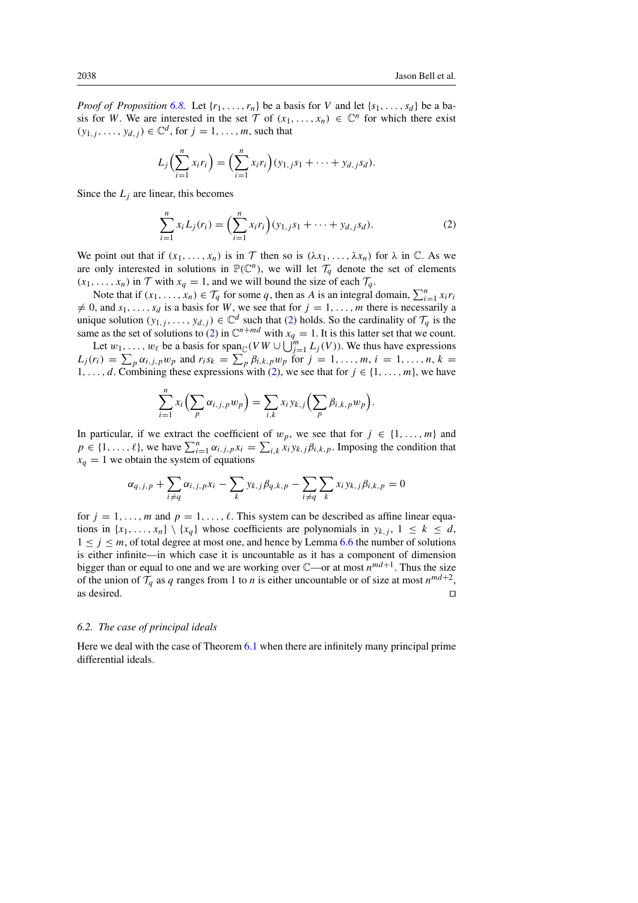*Proof of Proposition 6.8.* Let $\{r_1, \ldots, r_n\}$ be a basis for $V$ and let $\{s_1, \ldots, s_d\}$ be a basis for $W$. We are interested in the set $\mathcal{T}$ of $(x_1, \ldots, x_n) \in \mathbb{C}^n$ for which there exist $(y_{1,j}, \ldots, y_{d,j}) \in \mathbb{C}^d$, for $j = 1, \ldots, m$, such that

$$L_j\Big(\sum_{i=1}^{n} x_i r_i\Big) = \Big(\sum_{i=1}^{n} x_i r_i\Big)(y_{1,j}s_1 + \cdots + y_{d,j}s_d).$$

Since the $L_j$ are linear, this becomes

$$\sum_{i=1}^{n} x_i L_j(r_i) = \Big(\sum_{i=1}^{n} x_i r_i\Big)(y_{1,j}s_1 + \cdots + y_{d,j}s_d). \tag{2}$$

We point out that if $(x_1, \ldots, x_n)$ is in $\mathcal{T}$ then so is $(\lambda x_1, \ldots, \lambda x_n)$ for $\lambda$ in $\mathbb{C}$. As we are only interested in solutions in $\mathbb{P}(\mathbb{C}^n)$, we will let $\mathcal{T}_q$ denote the set of elements $(x_1, \ldots, x_n)$ in $\mathcal{T}$ with $x_q = 1$, and we will bound the size of each $\mathcal{T}_q$.

Note that if $(x_1, \ldots, x_n) \in \mathcal{T}_q$ for some $q$, then as $A$ is an integral domain, $\sum_{i=1}^{n} x_i r_i \neq 0$, and $s_1, \ldots, s_d$ is a basis for $W$, we see that for $j = 1, \ldots, m$ there is necessarily a unique solution $(y_{1,j}, \ldots, y_{d,j}) \in \mathbb{C}^d$ such that (2) holds. So the cardinality of $\mathcal{T}_q$ is the same as the set of solutions to (2) in $\mathbb{C}^{n+md}$ with $x_q = 1$. It is this latter set that we count.

Let $w_1, \ldots, w_\ell$ be a basis for $\operatorname{span}_{\mathbb{C}}(VW \cup \bigcup_{j=1}^{m} L_j(V))$. We thus have expressions $L_j(r_i) = \sum_p \alpha_{i,j,p} w_p$ and $r_i s_k = \sum_p \beta_{i,k,p} w_p$ for $j = 1, \ldots, m$, $i = 1, \ldots, n$, $k = 1, \ldots, d$. Combining these expressions with (2), we see that for $j \in \{1, \ldots, m\}$, we have

$$\sum_{i=1}^{n} x_i \Big(\sum_p \alpha_{i,j,p} w_p\Big) = \sum_{i,k} x_i y_{k,j} \Big(\sum_p \beta_{i,k,p} w_p\Big).$$

In particular, if we extract the coefficient of $w_p$, we see that for $j \in \{1, \ldots, m\}$ and $p \in \{1, \ldots, \ell\}$, we have $\sum_{i=1}^{n} \alpha_{i,j,p} x_i = \sum_{i,k} x_i y_{k,j} \beta_{i,k,p}$. Imposing the condition that $x_q = 1$ we obtain the system of equations

$$\alpha_{q,j,p} + \sum_{i \neq q} \alpha_{i,j,p} x_i - \sum_k y_{k,j} \beta_{q,k,p} - \sum_{i \neq q} \sum_k x_i y_{k,j} \beta_{i,k,p} = 0$$

for $j = 1, \ldots, m$ and $p = 1, \ldots, \ell$. This system can be described as affine linear equations in $\{x_1, \ldots, x_n\} \setminus \{x_q\}$ whose coefficients are polynomials in $y_{k,j}$, $1 \leq k \leq d$, $1 \leq j \leq m$, of total degree at most one, and hence by Lemma 6.6 the number of solutions is either infinite—in which case it is uncountable as it has a component of dimension bigger than or equal to one and we are working over $\mathbb{C}$—or at most $n^{md+1}$. Thus the size of the union of $\mathcal{T}_q$ as $q$ ranges from 1 to $n$ is either uncountable or of size at most $n^{md+2}$, as desired. $\square$

### 6.2. The case of principal ideals

Here we deal with the case of Theorem 6.1 when there are infinitely many principal prime differential ideals.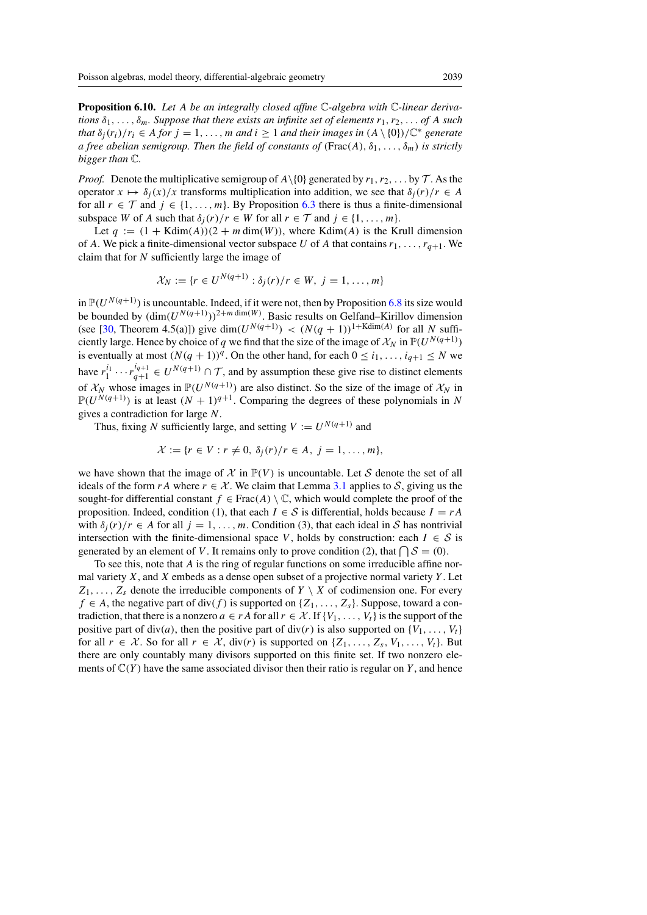**Proposition 6.10.** *Let $A$ be an integrally closed affine $\mathbb{C}$-algebra with $\mathbb{C}$-linear derivations $\delta_1, \ldots, \delta_m$. Suppose that there exists an infinite set of elements $r_1, r_2, \ldots$ of $A$ such that $\delta_j(r_i)/r_i \in A$ for $j = 1, \ldots, m$ and $i \geq 1$ and their images in $(A \setminus \{0\})/\mathbb{C}^*$ generate a free abelian semigroup. Then the field of constants of $(\mathrm{Frac}(A), \delta_1, \ldots, \delta_m)$ is strictly bigger than $\mathbb{C}$.*

*Proof.* Denote the multiplicative semigroup of $A \setminus \{0\}$ generated by $r_1, r_2, \ldots$ by $\mathcal{T}$. As the operator $x \mapsto \delta_j(x)/x$ transforms multiplication into addition, we see that $\delta_j(r)/r \in A$ for all $r \in \mathcal{T}$ and $j \in \{1, \ldots, m\}$. By Proposition 6.3 there is thus a finite-dimensional subspace $W$ of $A$ such that $\delta_j(r)/r \in W$ for all $r \in \mathcal{T}$ and $j \in \{1, \ldots, m\}$.

Let $q := (1 + \mathrm{Kdim}(A))(2 + m \dim(W))$, where $\mathrm{Kdim}(A)$ is the Krull dimension of $A$. We pick a finite-dimensional vector subspace $U$ of $A$ that contains $r_1, \ldots, r_{q+1}$. We claim that for $N$ sufficiently large the image of

$$\mathcal{X}_N := \{r \in U^{N(q+1)} : \delta_j(r)/r \in W,\ j = 1, \ldots, m\}$$

in $\mathbb{P}(U^{N(q+1)})$ is uncountable. Indeed, if it were not, then by Proposition 6.8 its size would be bounded by $(\dim(U^{N(q+1)}))^{2+m\dim(W)}$. Basic results on Gelfand–Kirillov dimension (see [30, Theorem 4.5(a)]) give $\dim(U^{N(q+1)}) < (N(q+1))^{1+\mathrm{Kdim}(A)}$ for all $N$ sufficiently large. Hence by choice of $q$ we find that the size of the image of $\mathcal{X}_N$ in $\mathbb{P}(U^{N(q+1)})$ is eventually at most $(N(q+1))^q$. On the other hand, for each $0 \leq i_1, \ldots, i_{q+1} \leq N$ we have $r_1^{i_1} \cdots r_{q+1}^{i_{q+1}} \in U^{N(q+1)} \cap \mathcal{T}$, and by assumption these give rise to distinct elements of $\mathcal{X}_N$ whose images in $\mathbb{P}(U^{N(q+1)})$ are also distinct. So the size of the image of $\mathcal{X}_N$ in $\mathbb{P}(U^{N(q+1)})$ is at least $(N+1)^{q+1}$. Comparing the degrees of these polynomials in $N$ gives a contradiction for large $N$.

Thus, fixing $N$ sufficiently large, and setting $V := U^{N(q+1)}$ and

$$\mathcal{X} := \{r \in V : r \neq 0,\ \delta_j(r)/r \in A,\ j = 1, \ldots, m\},$$

we have shown that the image of $\mathcal{X}$ in $\mathbb{P}(V)$ is uncountable. Let $\mathcal{S}$ denote the set of all ideals of the form $rA$ where $r \in \mathcal{X}$. We claim that Lemma 3.1 applies to $\mathcal{S}$, giving us the sought-for differential constant $f \in \mathrm{Frac}(A) \setminus \mathbb{C}$, which would complete the proof of the proposition. Indeed, condition (1), that each $I \in \mathcal{S}$ is differential, holds because $I = rA$ with $\delta_j(r)/r \in A$ for all $j = 1, \ldots, m$. Condition (3), that each ideal in $\mathcal{S}$ has nontrivial intersection with the finite-dimensional space $V$, holds by construction: each $I \in \mathcal{S}$ is generated by an element of $V$. It remains only to prove condition (2), that $\bigcap \mathcal{S} = (0)$.

To see this, note that $A$ is the ring of regular functions on some irreducible affine normal variety $X$, and $X$ embeds as a dense open subset of a projective normal variety $Y$. Let $Z_1, \ldots, Z_s$ denote the irreducible components of $Y \setminus X$ of codimension one. For every $f \in A$, the negative part of $\mathrm{div}(f)$ is supported on $\{Z_1, \ldots, Z_s\}$. Suppose, toward a contradiction, that there is a nonzero $a \in rA$ for all $r \in \mathcal{X}$. If $\{V_1, \ldots, V_t\}$ is the support of the positive part of $\mathrm{div}(a)$, then the positive part of $\mathrm{div}(r)$ is also supported on $\{V_1, \ldots, V_t\}$ for all $r \in \mathcal{X}$. So for all $r \in \mathcal{X}$, $\mathrm{div}(r)$ is supported on $\{Z_1, \ldots, Z_s, V_1, \ldots, V_t\}$. But there are only countably many divisors supported on this finite set. If two nonzero elements of $\mathbb{C}(Y)$ have the same associated divisor then their ratio is regular on $Y$, and hence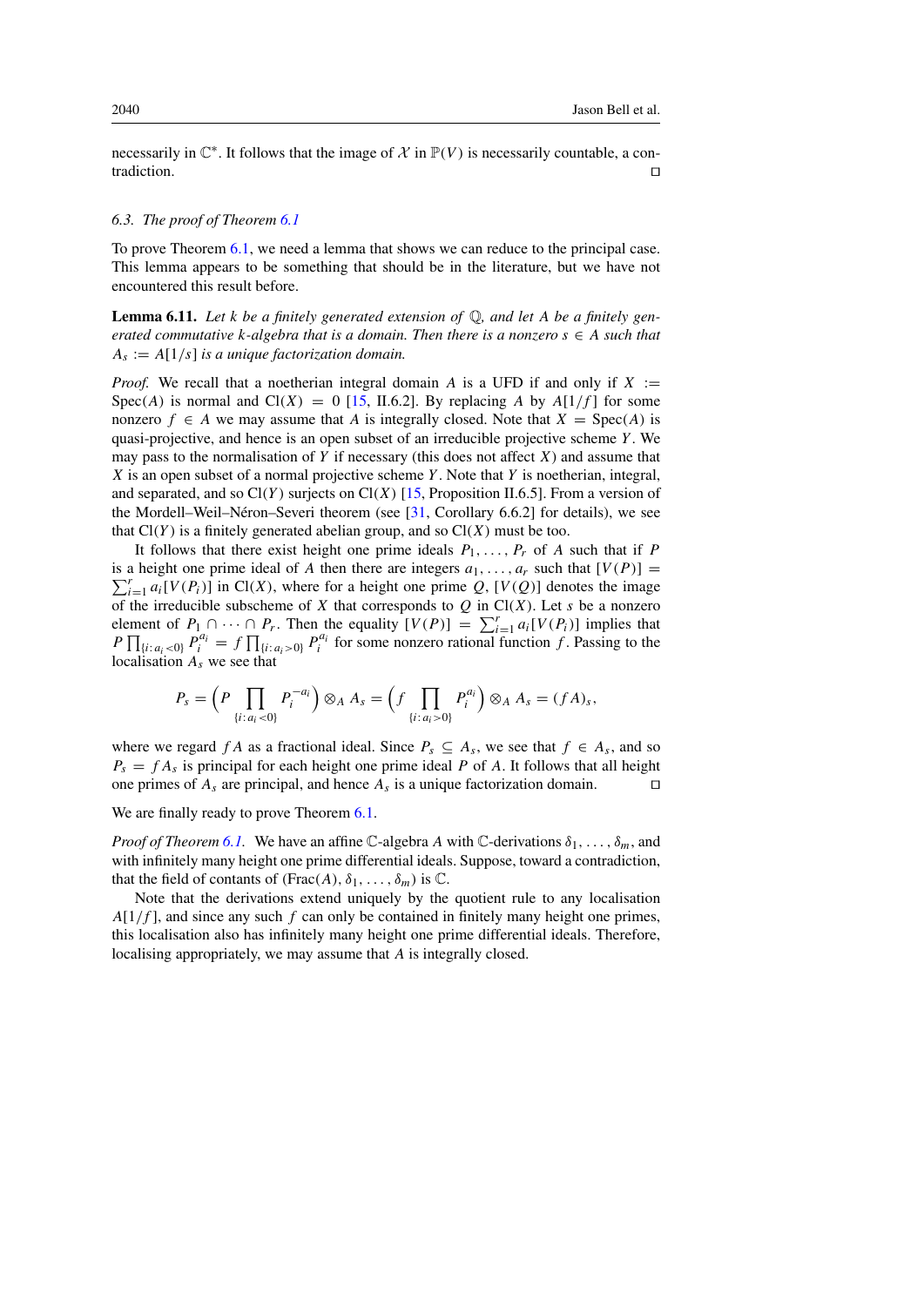necessarily in $\mathbb{C}^*$. It follows that the image of $\mathcal{X}$ in $\mathbb{P}(V)$ is necessarily countable, a contradiction. $\square$

### 6.3. *The proof of Theorem 6.1*

To prove Theorem 6.1, we need a lemma that shows we can reduce to the principal case. This lemma appears to be something that should be in the literature, but we have not encountered this result before.

**Lemma 6.11.** *Let $k$ be a finitely generated extension of $\mathbb{Q}$, and let $A$ be a finitely generated commutative $k$-algebra that is a domain. Then there is a nonzero $s \in A$ such that $A_s := A[1/s]$ is a unique factorization domain.*

*Proof.* We recall that a noetherian integral domain $A$ is a UFD if and only if $X := \operatorname{Spec}(A)$ is normal and $\operatorname{Cl}(X) = 0$ [15, II.6.2]. By replacing $A$ by $A[1/f]$ for some nonzero $f \in A$ we may assume that $A$ is integrally closed. Note that $X = \operatorname{Spec}(A)$ is quasi-projective, and hence is an open subset of an irreducible projective scheme $Y$. We may pass to the normalisation of $Y$ if necessary (this does not affect $X$) and assume that $X$ is an open subset of a normal projective scheme $Y$. Note that $Y$ is noetherian, integral, and separated, and so $\operatorname{Cl}(Y)$ surjects on $\operatorname{Cl}(X)$ [15, Proposition II.6.5]. From a version of the Mordell–Weil–Néron–Severi theorem (see [31, Corollary 6.6.2] for details), we see that $\operatorname{Cl}(Y)$ is a finitely generated abelian group, and so $\operatorname{Cl}(X)$ must be too.

It follows that there exist height one prime ideals $P_1, \ldots, P_r$ of $A$ such that if $P$ is a height one prime ideal of $A$ then there are integers $a_1, \ldots, a_r$ such that $[V(P)] = \sum_{i=1}^{r} a_i[V(P_i)]$ in $\operatorname{Cl}(X)$, where for a height one prime $Q$, $[V(Q)]$ denotes the image of the irreducible subscheme of $X$ that corresponds to $Q$ in $\operatorname{Cl}(X)$. Let $s$ be a nonzero element of $P_1 \cap \cdots \cap P_r$. Then the equality $[V(P)] = \sum_{i=1}^{r} a_i[V(P_i)]$ implies that $P \prod_{\{i : a_i < 0\}} P_i^{a_i} = f \prod_{\{i : a_i > 0\}} P_i^{a_i}$ for some nonzero rational function $f$. Passing to the localisation $A_s$ we see that

$$P_s = \Big(P \prod_{\{i : a_i < 0\}} P_i^{-a_i}\Big) \otimes_A A_s = \Big(f \prod_{\{i : a_i > 0\}} P_i^{a_i}\Big) \otimes_A A_s = (fA)_s,$$

where we regard $fA$ as a fractional ideal. Since $P_s \subseteq A_s$, we see that $f \in A_s$, and so $P_s = fA_s$ is principal for each height one prime ideal $P$ of $A$. It follows that all height one primes of $A_s$ are principal, and hence $A_s$ is a unique factorization domain. $\square$

We are finally ready to prove Theorem 6.1.

*Proof of Theorem 6.1.* We have an affine $\mathbb{C}$-algebra $A$ with $\mathbb{C}$-derivations $\delta_1, \ldots, \delta_m$, and with infinitely many height one prime differential ideals. Suppose, toward a contradiction, that the field of contants of $(\operatorname{Frac}(A), \delta_1, \ldots, \delta_m)$ is $\mathbb{C}$.

Note that the derivations extend uniquely by the quotient rule to any localisation $A[1/f]$, and since any such $f$ can only be contained in finitely many height one primes, this localisation also has infinitely many height one prime differential ideals. Therefore, localising appropriately, we may assume that $A$ is integrally closed.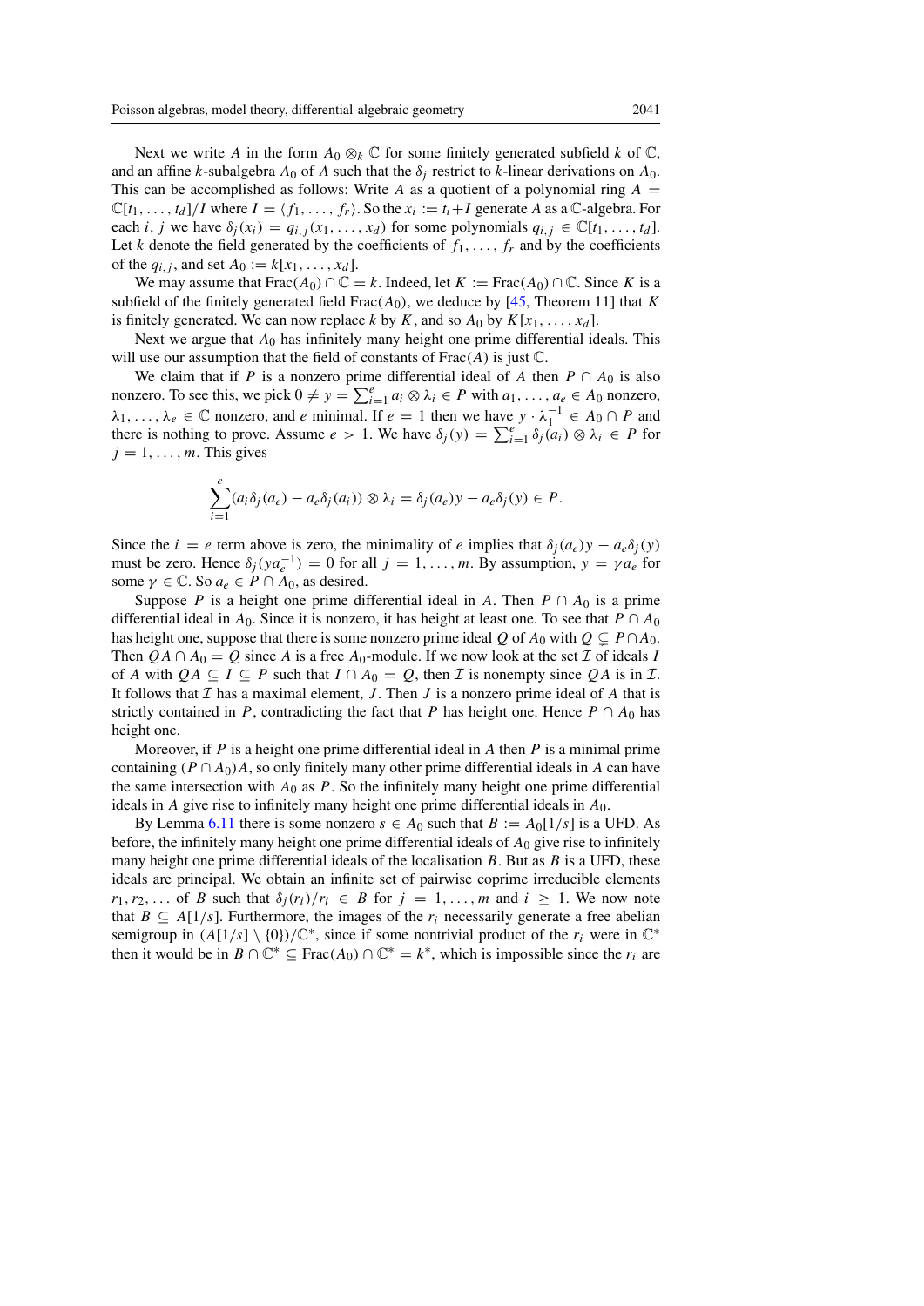Next we write $A$ in the form $A_0 \otimes_k \mathbb{C}$ for some finitely generated subfield $k$ of $\mathbb{C}$, and an affine $k$-subalgebra $A_0$ of $A$ such that the $\delta_j$ restrict to $k$-linear derivations on $A_0$. This can be accomplished as follows: Write $A$ as a quotient of a polynomial ring $A = \mathbb{C}[t_1, \ldots, t_d]/I$ where $I = \langle f_1, \ldots, f_r \rangle$. So the $x_i := t_i + I$ generate $A$ as a $\mathbb{C}$-algebra. For each $i, j$ we have $\delta_j(x_i) = q_{i,j}(x_1, \ldots, x_d)$ for some polynomials $q_{i,j} \in \mathbb{C}[t_1, \ldots, t_d]$. Let $k$ denote the field generated by the coefficients of $f_1, \ldots, f_r$ and by the coefficients of the $q_{i,j}$, and set $A_0 := k[x_1, \ldots, x_d]$.

We may assume that $\mathrm{Frac}(A_0) \cap \mathbb{C} = k$. Indeed, let $K := \mathrm{Frac}(A_0) \cap \mathbb{C}$. Since $K$ is a subfield of the finitely generated field $\mathrm{Frac}(A_0)$, we deduce by [45, Theorem 11] that $K$ is finitely generated. We can now replace $k$ by $K$, and so $A_0$ by $K[x_1, \ldots, x_d]$.

Next we argue that $A_0$ has infinitely many height one prime differential ideals. This will use our assumption that the field of constants of $\mathrm{Frac}(A)$ is just $\mathbb{C}$.

We claim that if $P$ is a nonzero prime differential ideal of $A$ then $P \cap A_0$ is also nonzero. To see this, we pick $0 \neq y = \sum_{i=1}^{e} a_i \otimes \lambda_i \in P$ with $a_1, \ldots, a_e \in A_0$ nonzero, $\lambda_1, \ldots, \lambda_e \in \mathbb{C}$ nonzero, and $e$ minimal. If $e = 1$ then we have $y \cdot \lambda_1^{-1} \in A_0 \cap P$ and there is nothing to prove. Assume $e > 1$. We have $\delta_j(y) = \sum_{i=1}^{e} \delta_j(a_i) \otimes \lambda_i \in P$ for $j = 1, \ldots, m$. This gives

$$\sum_{i=1}^{e} (a_i \delta_j(a_e) - a_e \delta_j(a_i)) \otimes \lambda_i = \delta_j(a_e) y - a_e \delta_j(y) \in P.$$

Since the $i = e$ term above is zero, the minimality of $e$ implies that $\delta_j(a_e) y - a_e \delta_j(y)$ must be zero. Hence $\delta_j(y a_e^{-1}) = 0$ for all $j = 1, \ldots, m$. By assumption, $y = \gamma a_e$ for some $\gamma \in \mathbb{C}$. So $a_e \in P \cap A_0$, as desired.

Suppose $P$ is a height one prime differential ideal in $A$. Then $P \cap A_0$ is a prime differential ideal in $A_0$. Since it is nonzero, it has height at least one. To see that $P \cap A_0$ has height one, suppose that there is some nonzero prime ideal $Q$ of $A_0$ with $Q \subsetneq P \cap A_0$. Then $QA \cap A_0 = Q$ since $A$ is a free $A_0$-module. If we now look at the set $\mathcal{I}$ of ideals $I$ of $A$ with $QA \subseteq I \subseteq P$ such that $I \cap A_0 = Q$, then $\mathcal{I}$ is nonempty since $QA$ is in $\mathcal{I}$. It follows that $\mathcal{I}$ has a maximal element, $J$. Then $J$ is a nonzero prime ideal of $A$ that is strictly contained in $P$, contradicting the fact that $P$ has height one. Hence $P \cap A_0$ has height one.

Moreover, if $P$ is a height one prime differential ideal in $A$ then $P$ is a minimal prime containing $(P \cap A_0)A$, so only finitely many other prime differential ideals in $A$ can have the same intersection with $A_0$ as $P$. So the infinitely many height one prime differential ideals in $A$ give rise to infinitely many height one prime differential ideals in $A_0$.

By Lemma 6.11 there is some nonzero $s \in A_0$ such that $B := A_0[1/s]$ is a UFD. As before, the infinitely many height one prime differential ideals of $A_0$ give rise to infinitely many height one prime differential ideals of the localisation $B$. But as $B$ is a UFD, these ideals are principal. We obtain an infinite set of pairwise coprime irreducible elements $r_1, r_2, \ldots$ of $B$ such that $\delta_j(r_i)/r_i \in B$ for $j = 1, \ldots, m$ and $i \geq 1$. We now note that $B \subseteq A[1/s]$. Furthermore, the images of the $r_i$ necessarily generate a free abelian semigroup in $(A[1/s] \setminus \{0\})/\mathbb{C}^*$, since if some nontrivial product of the $r_i$ were in $\mathbb{C}^*$ then it would be in $B \cap \mathbb{C}^* \subseteq \mathrm{Frac}(A_0) \cap \mathbb{C}^* = k^*$, which is impossible since the $r_i$ are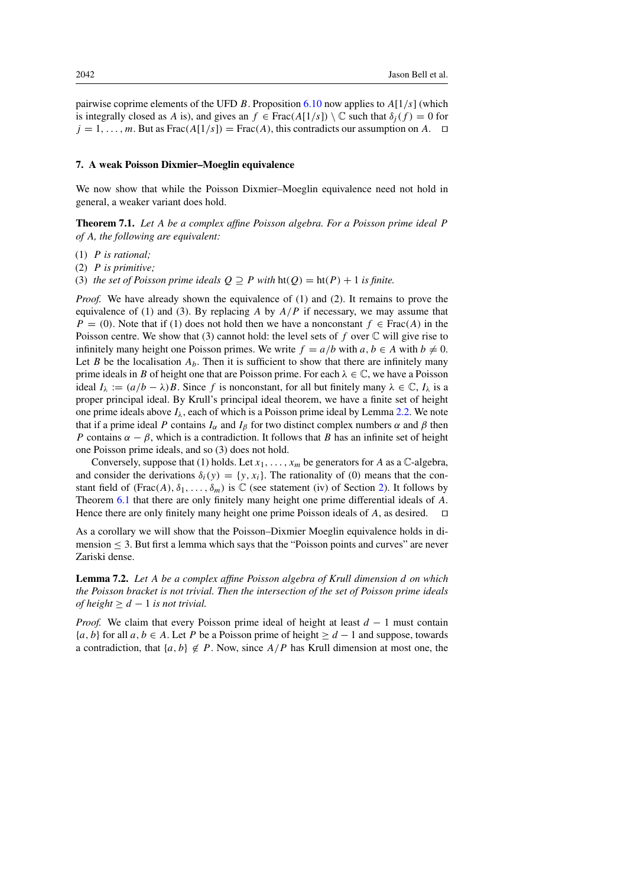pairwise coprime elements of the UFD $B$. Proposition 6.10 now applies to $A[1/s]$ (which is integrally closed as $A$ is), and gives an $f \in \operatorname{Frac}(A[1/s]) \setminus \mathbb{C}$ such that $\delta_j(f) = 0$ for $j = 1, \ldots, m$. But as $\operatorname{Frac}(A[1/s]) = \operatorname{Frac}(A)$, this contradicts our assumption on $A$. ◻

## 7. A weak Poisson Dixmier–Moeglin equivalence

We now show that while the Poisson Dixmier–Moeglin equivalence need not hold in general, a weaker variant does hold.

**Theorem 7.1.** *Let $A$ be a complex affine Poisson algebra. For a Poisson prime ideal $P$ of $A$, the following are equivalent:*

(1) *$P$ is rational;*
(2) *$P$ is primitive;*
(3) *the set of Poisson prime ideals $Q \supseteq P$ with $\operatorname{ht}(Q) = \operatorname{ht}(P) + 1$ is finite.*

*Proof.* We have already shown the equivalence of (1) and (2). It remains to prove the equivalence of (1) and (3). By replacing $A$ by $A/P$ if necessary, we may assume that $P = (0)$. Note that if (1) does not hold then we have a nonconstant $f \in \operatorname{Frac}(A)$ in the Poisson centre. We show that (3) cannot hold: the level sets of $f$ over $\mathbb{C}$ will give rise to infinitely many height one Poisson primes. We write $f = a/b$ with $a, b \in A$ with $b \neq 0$. Let $B$ be the localisation $A_b$. Then it is sufficient to show that there are infinitely many prime ideals in $B$ of height one that are Poisson prime. For each $\lambda \in \mathbb{C}$, we have a Poisson ideal $I_\lambda := (a/b - \lambda)B$. Since $f$ is nonconstant, for all but finitely many $\lambda \in \mathbb{C}$, $I_\lambda$ is a proper principal ideal. By Krull's principal ideal theorem, we have a finite set of height one prime ideals above $I_\lambda$, each of which is a Poisson prime ideal by Lemma 2.2. We note that if a prime ideal $P$ contains $I_\alpha$ and $I_\beta$ for two distinct complex numbers $\alpha$ and $\beta$ then $P$ contains $\alpha - \beta$, which is a contradiction. It follows that $B$ has an infinite set of height one Poisson prime ideals, and so (3) does not hold.

Conversely, suppose that (1) holds. Let $x_1, \ldots, x_m$ be generators for $A$ as a $\mathbb{C}$-algebra, and consider the derivations $\delta_i(y) = \{y, x_i\}$. The rationality of (0) means that the constant field of $(\operatorname{Frac}(A), \delta_1, \ldots, \delta_m)$ is $\mathbb{C}$ (see statement (iv) of Section 2). It follows by Theorem 6.1 that there are only finitely many height one prime differential ideals of $A$. Hence there are only finitely many height one prime Poisson ideals of $A$, as desired. ◻

As a corollary we will show that the Poisson–Dixmier Moeglin equivalence holds in dimension $\leq 3$. But first a lemma which says that the "Poisson points and curves" are never Zariski dense.

**Lemma 7.2.** *Let $A$ be a complex affine Poisson algebra of Krull dimension $d$ on which the Poisson bracket is not trivial. Then the intersection of the set of Poisson prime ideals of height $\geq d - 1$ is not trivial.*

*Proof.* We claim that every Poisson prime ideal of height at least $d - 1$ must contain $\{a, b\}$ for all $a, b \in A$. Let $P$ be a Poisson prime of height $\geq d - 1$ and suppose, towards a contradiction, that $\{a, b\} \notin P$. Now, since $A/P$ has Krull dimension at most one, the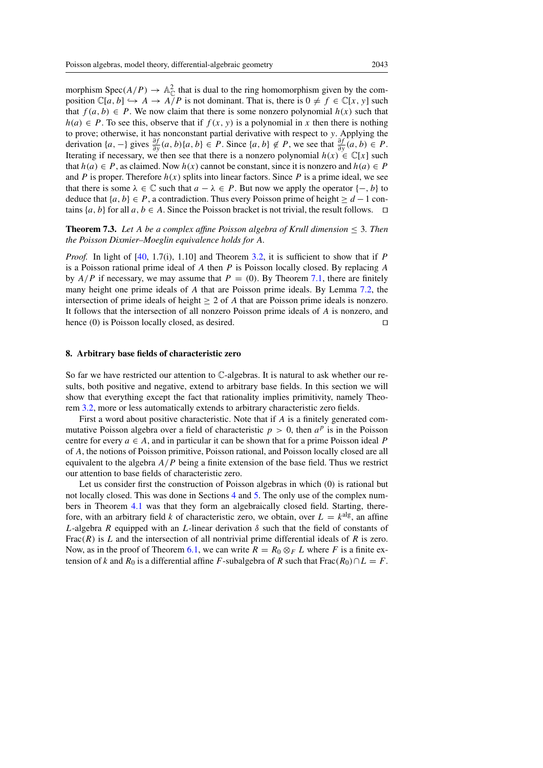morphism $\operatorname{Spec}(A/P) \to \mathbb{A}^2_{\mathbb{C}}$ that is dual to the ring homomorphism given by the composition $\mathbb{C}[a,b] \hookrightarrow A \to A/P$ is not dominant. That is, there is $0 \neq f \in \mathbb{C}[x,y]$ such that $f(a,b) \in P$. We now claim that there is some nonzero polynomial $h(x)$ such that $h(a) \in P$. To see this, observe that if $f(x,y)$ is a polynomial in $x$ then there is nothing to prove; otherwise, it has nonconstant partial derivative with respect to $y$. Applying the derivation $\{a,-\}$ gives $\frac{\partial f}{\partial y}(a,b)\{a,b\} \in P$. Since $\{a,b\} \notin P$, we see that $\frac{\partial f}{\partial y}(a,b) \in P$. Iterating if necessary, we then see that there is a nonzero polynomial $h(x) \in \mathbb{C}[x]$ such that $h(a) \in P$, as claimed. Now $h(x)$ cannot be constant, since it is nonzero and $h(a) \in P$ and $P$ is proper. Therefore $h(x)$ splits into linear factors. Since $P$ is a prime ideal, we see that there is some $\lambda \in \mathbb{C}$ such that $a - \lambda \in P$. But now we apply the operator $\{-,b\}$ to deduce that $\{a,b\} \in P$, a contradiction. Thus every Poisson prime of height $\geq d-1$ contains $\{a,b\}$ for all $a,b \in A$. Since the Poisson bracket is not trivial, the result follows. $\square$

**Theorem 7.3.** *Let $A$ be a complex affine Poisson algebra of Krull dimension $\leq 3$. Then the Poisson Dixmier–Moeglin equivalence holds for $A$.*

*Proof.* In light of [40, 1.7(i), 1.10] and Theorem 3.2, it is sufficient to show that if $P$ is a Poisson rational prime ideal of $A$ then $P$ is Poisson locally closed. By replacing $A$ by $A/P$ if necessary, we may assume that $P = (0)$. By Theorem 7.1, there are finitely many height one prime ideals of $A$ that are Poisson prime ideals. By Lemma 7.2, the intersection of prime ideals of height $\geq 2$ of $A$ that are Poisson prime ideals is nonzero. It follows that the intersection of all nonzero Poisson prime ideals of $A$ is nonzero, and hence $(0)$ is Poisson locally closed, as desired. $\square$

## 8. Arbitrary base fields of characteristic zero

So far we have restricted our attention to $\mathbb{C}$-algebras. It is natural to ask whether our results, both positive and negative, extend to arbitrary base fields. In this section we will show that everything except the fact that rationality implies primitivity, namely Theorem 3.2, more or less automatically extends to arbitrary characteristic zero fields.

First a word about positive characteristic. Note that if $A$ is a finitely generated commutative Poisson algebra over a field of characteristic $p > 0$, then $a^p$ is in the Poisson centre for every $a \in A$, and in particular it can be shown that for a prime Poisson ideal $P$ of $A$, the notions of Poisson primitive, Poisson rational, and Poisson locally closed are all equivalent to the algebra $A/P$ being a finite extension of the base field. Thus we restrict our attention to base fields of characteristic zero.

Let us consider first the construction of Poisson algebras in which $(0)$ is rational but not locally closed. This was done in Sections 4 and 5. The only use of the complex numbers in Theorem 4.1 was that they form an algebraically closed field. Starting, therefore, with an arbitrary field $k$ of characteristic zero, we obtain, over $L = k^{\mathrm{alg}}$, an affine $L$-algebra $R$ equipped with an $L$-linear derivation $\delta$ such that the field of constants of $\operatorname{Frac}(R)$ is $L$ and the intersection of all nontrivial prime differential ideals of $R$ is zero. Now, as in the proof of Theorem 6.1, we can write $R = R_0 \otimes_F L$ where $F$ is a finite extension of $k$ and $R_0$ is a differential affine $F$-subalgebra of $R$ such that $\operatorname{Frac}(R_0) \cap L = F$.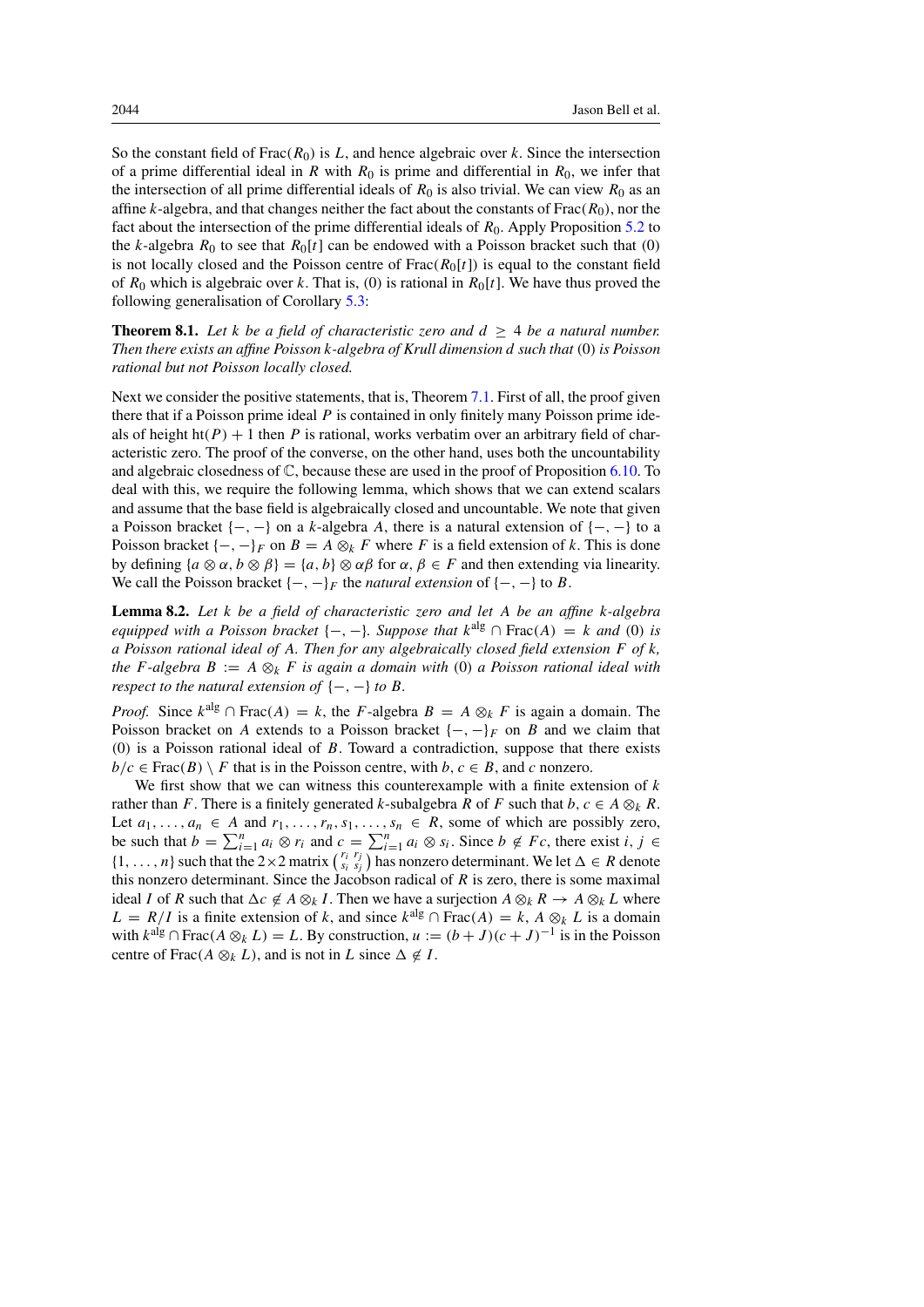So the constant field of $\mathrm{Frac}(R_0)$ is $L$, and hence algebraic over $k$. Since the intersection of a prime differential ideal in $R$ with $R_0$ is prime and differential in $R_0$, we infer that the intersection of all prime differential ideals of $R_0$ is also trivial. We can view $R_0$ as an affine $k$-algebra, and that changes neither the fact about the constants of $\mathrm{Frac}(R_0)$, nor the fact about the intersection of the prime differential ideals of $R_0$. Apply Proposition 5.2 to the $k$-algebra $R_0$ to see that $R_0[t]$ can be endowed with a Poisson bracket such that (0) is not locally closed and the Poisson centre of $\mathrm{Frac}(R_0[t])$ is equal to the constant field of $R_0$ which is algebraic over $k$. That is, (0) is rational in $R_0[t]$. We have thus proved the following generalisation of Corollary 5.3:

**Theorem 8.1.** *Let $k$ be a field of characteristic zero and $d \geq 4$ be a natural number. Then there exists an affine Poisson $k$-algebra of Krull dimension $d$ such that* (0) *is Poisson rational but not Poisson locally closed.*

Next we consider the positive statements, that is, Theorem 7.1. First of all, the proof given there that if a Poisson prime ideal $P$ is contained in only finitely many Poisson prime ideals of height $\mathrm{ht}(P) + 1$ then $P$ is rational, works verbatim over an arbitrary field of characteristic zero. The proof of the converse, on the other hand, uses both the uncountability and algebraic closedness of $\mathbb{C}$, because these are used in the proof of Proposition 6.10. To deal with this, we require the following lemma, which shows that we can extend scalars and assume that the base field is algebraically closed and uncountable. We note that given a Poisson bracket $\{-,-\}$ on a $k$-algebra $A$, there is a natural extension of $\{-,-\}$ to a Poisson bracket $\{-,-\}_F$ on $B = A \otimes_k F$ where $F$ is a field extension of $k$. This is done by defining $\{a \otimes \alpha, b \otimes \beta\} = \{a, b\} \otimes \alpha\beta$ for $\alpha, \beta \in F$ and then extending via linearity. We call the Poisson bracket $\{-,-\}_F$ the *natural extension* of $\{-,-\}$ to $B$.

**Lemma 8.2.** *Let $k$ be a field of characteristic zero and let $A$ be an affine $k$-algebra equipped with a Poisson bracket $\{-,-\}$. Suppose that $k^{\mathrm{alg}} \cap \mathrm{Frac}(A) = k$ and* (0) *is a Poisson rational ideal of $A$. Then for any algebraically closed field extension $F$ of $k$, the $F$-algebra $B := A \otimes_k F$ is again a domain with* (0) *a Poisson rational ideal with respect to the natural extension of $\{-,-\}$ to $B$.*

*Proof.* Since $k^{\mathrm{alg}} \cap \mathrm{Frac}(A) = k$, the $F$-algebra $B = A \otimes_k F$ is again a domain. The Poisson bracket on $A$ extends to a Poisson bracket $\{-,-\}_F$ on $B$ and we claim that (0) is a Poisson rational ideal of $B$. Toward a contradiction, suppose that there exists $b/c \in \mathrm{Frac}(B) \setminus F$ that is in the Poisson centre, with $b, c \in B$, and $c$ nonzero.

We first show that we can witness this counterexample with a finite extension of $k$ rather than $F$. There is a finitely generated $k$-subalgebra $R$ of $F$ such that $b, c \in A \otimes_k R$. Let $a_1, \ldots, a_n \in A$ and $r_1, \ldots, r_n, s_1, \ldots, s_n \in R$, some of which are possibly zero, be such that $b = \sum_{i=1}^n a_i \otimes r_i$ and $c = \sum_{i=1}^n a_i \otimes s_i$. Since $b \notin Fc$, there exist $i, j \in \{1, \ldots, n\}$ such that the $2\times 2$ matrix $\begin{pmatrix} r_i & r_j \\ s_i & s_j \end{pmatrix}$ has nonzero determinant. We let $\Delta \in R$ denote this nonzero determinant. Since the Jacobson radical of $R$ is zero, there is some maximal ideal $I$ of $R$ such that $\Delta c \notin A \otimes_k I$. Then we have a surjection $A \otimes_k R \to A \otimes_k L$ where $L = R/I$ is a finite extension of $k$, and since $k^{\mathrm{alg}} \cap \mathrm{Frac}(A) = k$, $A \otimes_k L$ is a domain with $k^{\mathrm{alg}} \cap \mathrm{Frac}(A \otimes_k L) = L$. By construction, $u := (b + J)(c + J)^{-1}$ is in the Poisson centre of $\mathrm{Frac}(A \otimes_k L)$, and is not in $L$ since $\Delta \notin I$.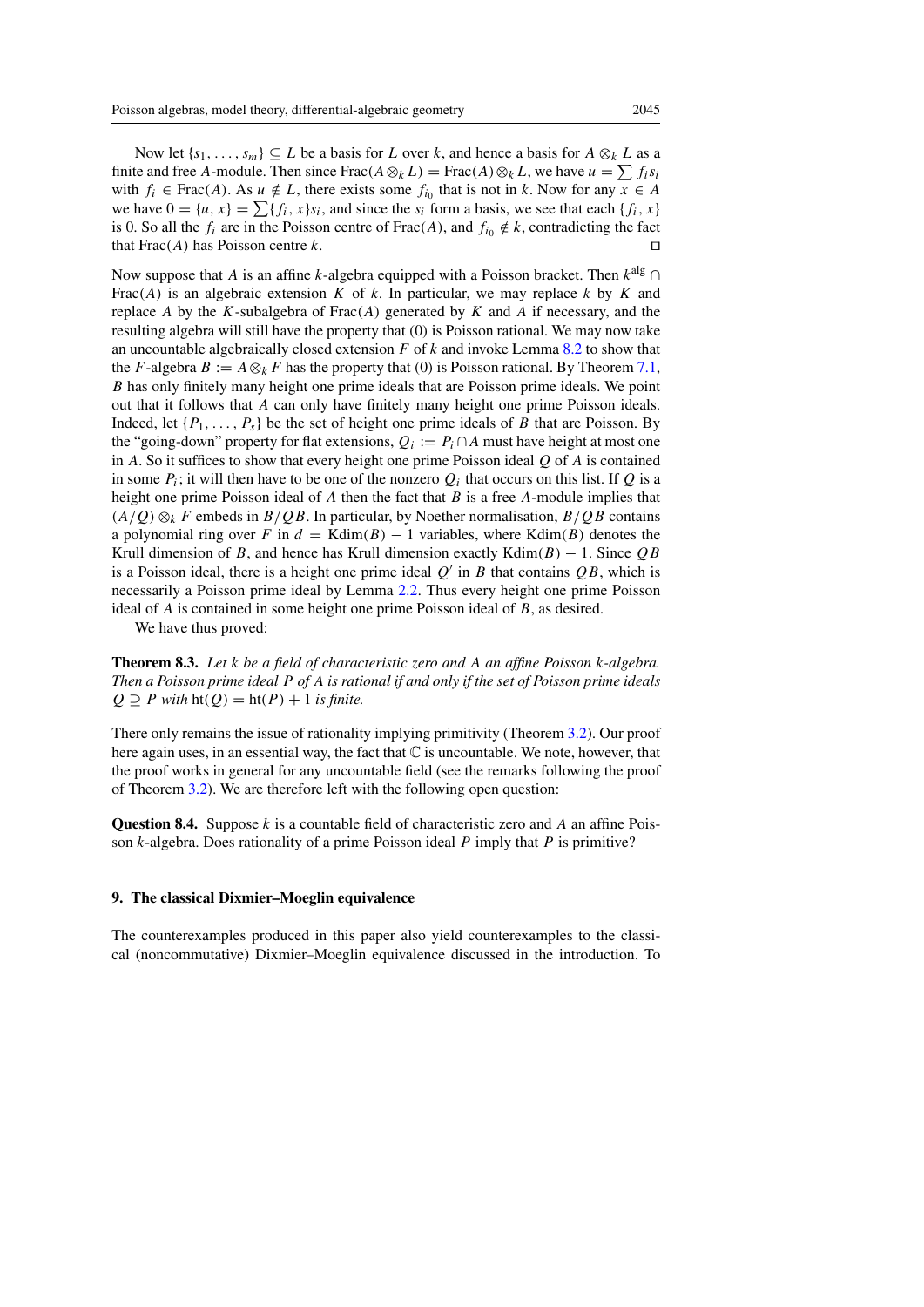Now let $\{s_1, \ldots, s_m\} \subseteq L$ be a basis for $L$ over $k$, and hence a basis for $A \otimes_k L$ as a finite and free $A$-module. Then since $\operatorname{Frac}(A \otimes_k L) = \operatorname{Frac}(A) \otimes_k L$, we have $u = \sum f_i s_i$ with $f_i \in \operatorname{Frac}(A)$. As $u \notin L$, there exists some $f_{i_0}$ that is not in $k$. Now for any $x \in A$ we have $0 = \{u, x\} = \sum \{f_i, x\} s_i$, and since the $s_i$ form a basis, we see that each $\{f_i, x\}$ is 0. So all the $f_i$ are in the Poisson centre of $\operatorname{Frac}(A)$, and $f_{i_0} \notin k$, contradicting the fact that $\operatorname{Frac}(A)$ has Poisson centre $k$. □

Now suppose that $A$ is an affine $k$-algebra equipped with a Poisson bracket. Then $k^{\text{alg}} \cap \operatorname{Frac}(A)$ is an algebraic extension $K$ of $k$. In particular, we may replace $k$ by $K$ and replace $A$ by the $K$-subalgebra of $\operatorname{Frac}(A)$ generated by $K$ and $A$ if necessary, and the resulting algebra will still have the property that (0) is Poisson rational. We may now take an uncountable algebraically closed extension $F$ of $k$ and invoke Lemma 8.2 to show that the $F$-algebra $B := A \otimes_k F$ has the property that (0) is Poisson rational. By Theorem 7.1, $B$ has only finitely many height one prime ideals that are Poisson prime ideals. We point out that it follows that $A$ can only have finitely many height one prime Poisson ideals. Indeed, let $\{P_1, \ldots, P_s\}$ be the set of height one prime ideals of $B$ that are Poisson. By the "going-down" property for flat extensions, $Q_i := P_i \cap A$ must have height at most one in $A$. So it suffices to show that every height one prime Poisson ideal $Q$ of $A$ is contained in some $P_i$; it will then have to be one of the nonzero $Q_i$ that occurs on this list. If $Q$ is a height one prime Poisson ideal of $A$ then the fact that $B$ is a free $A$-module implies that $(A/Q) \otimes_k F$ embeds in $B/QB$. In particular, by Noether normalisation, $B/QB$ contains a polynomial ring over $F$ in $d = \operatorname{Kdim}(B) - 1$ variables, where $\operatorname{Kdim}(B)$ denotes the Krull dimension of $B$, and hence has Krull dimension exactly $\operatorname{Kdim}(B) - 1$. Since $QB$ is a Poisson ideal, there is a height one prime ideal $Q'$ in $B$ that contains $QB$, which is necessarily a Poisson prime ideal by Lemma 2.2. Thus every height one prime Poisson ideal of $A$ is contained in some height one prime Poisson ideal of $B$, as desired.

We have thus proved:

**Theorem 8.3.** *Let $k$ be a field of characteristic zero and $A$ an affine Poisson $k$-algebra. Then a Poisson prime ideal $P$ of $A$ is rational if and only if the set of Poisson prime ideals $Q \supseteq P$ with $\operatorname{ht}(Q) = \operatorname{ht}(P) + 1$ is finite.*

There only remains the issue of rationality implying primitivity (Theorem 3.2). Our proof here again uses, in an essential way, the fact that $\mathbb{C}$ is uncountable. We note, however, that the proof works in general for any uncountable field (see the remarks following the proof of Theorem 3.2). We are therefore left with the following open question:

**Question 8.4.** Suppose $k$ is a countable field of characteristic zero and $A$ an affine Poisson $k$-algebra. Does rationality of a prime Poisson ideal $P$ imply that $P$ is primitive?

## 9. The classical Dixmier–Moeglin equivalence

The counterexamples produced in this paper also yield counterexamples to the classical (noncommutative) Dixmier–Moeglin equivalence discussed in the introduction. To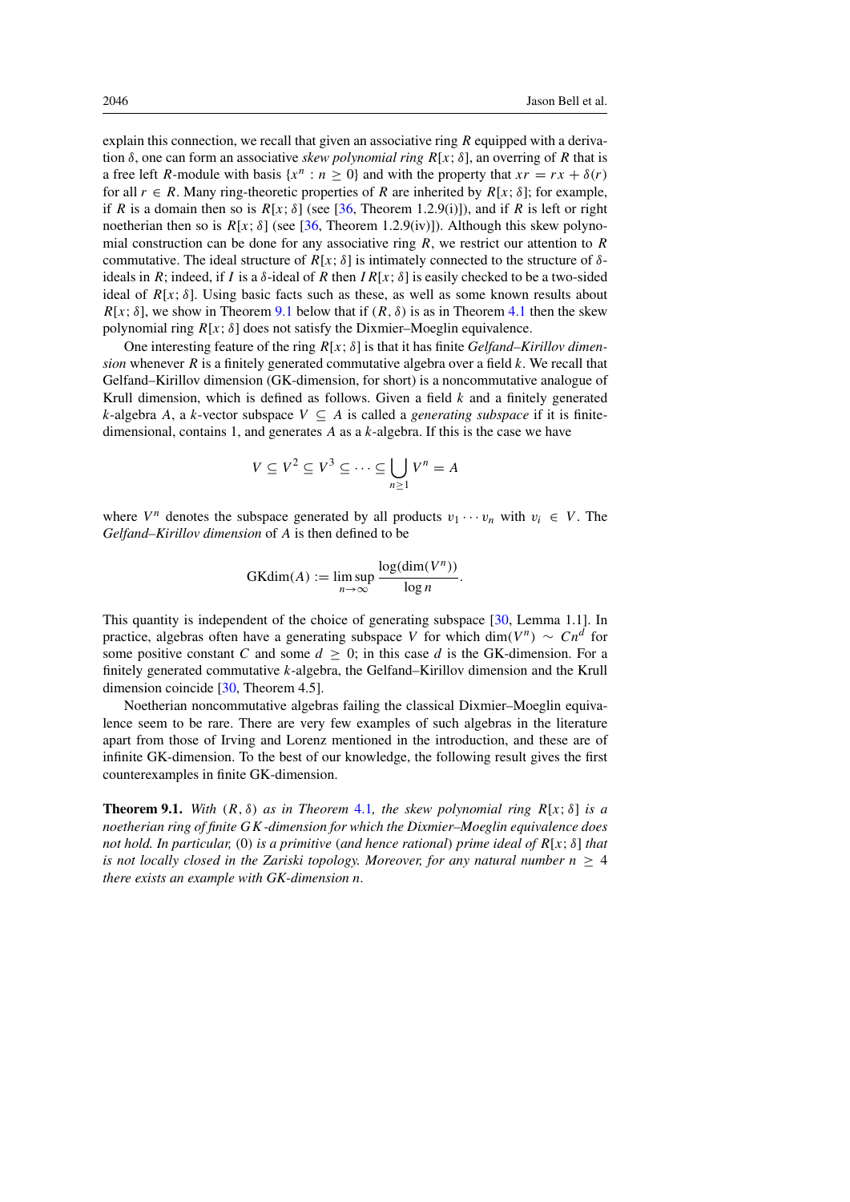explain this connection, we recall that given an associative ring $R$ equipped with a derivation $\delta$, one can form an associative *skew polynomial ring* $R[x; \delta]$, an overring of $R$ that is a free left $R$-module with basis $\{x^n : n \geq 0\}$ and with the property that $xr = rx + \delta(r)$ for all $r \in R$. Many ring-theoretic properties of $R$ are inherited by $R[x; \delta]$; for example, if $R$ is a domain then so is $R[x; \delta]$ (see [36, Theorem 1.2.9(i)]), and if $R$ is left or right noetherian then so is $R[x; \delta]$ (see [36, Theorem 1.2.9(iv)]). Although this skew polynomial construction can be done for any associative ring $R$, we restrict our attention to $R$ commutative. The ideal structure of $R[x; \delta]$ is intimately connected to the structure of $\delta$-ideals in $R$; indeed, if $I$ is a $\delta$-ideal of $R$ then $IR[x; \delta]$ is easily checked to be a two-sided ideal of $R[x; \delta]$. Using basic facts such as these, as well as some known results about $R[x; \delta]$, we show in Theorem 9.1 below that if $(R, \delta)$ is as in Theorem 4.1 then the skew polynomial ring $R[x; \delta]$ does not satisfy the Dixmier–Moeglin equivalence.

One interesting feature of the ring $R[x; \delta]$ is that it has finite *Gelfand–Kirillov dimension* whenever $R$ is a finitely generated commutative algebra over a field $k$. We recall that Gelfand–Kirillov dimension (GK-dimension, for short) is a noncommutative analogue of Krull dimension, which is defined as follows. Given a field $k$ and a finitely generated $k$-algebra $A$, a $k$-vector subspace $V \subseteq A$ is called a *generating subspace* if it is finite-dimensional, contains 1, and generates $A$ as a $k$-algebra. If this is the case we have

$$V \subseteq V^2 \subseteq V^3 \subseteq \cdots \subseteq \bigcup_{n \geq 1} V^n = A$$

where $V^n$ denotes the subspace generated by all products $v_1 \cdots v_n$ with $v_i \in V$. The *Gelfand–Kirillov dimension* of $A$ is then defined to be

$$\mathrm{GKdim}(A) := \limsup_{n \to \infty} \frac{\log(\dim(V^n))}{\log n}.$$

This quantity is independent of the choice of generating subspace [30, Lemma 1.1]. In practice, algebras often have a generating subspace $V$ for which $\dim(V^n) \sim Cn^d$ for some positive constant $C$ and some $d \geq 0$; in this case $d$ is the GK-dimension. For a finitely generated commutative $k$-algebra, the Gelfand–Kirillov dimension and the Krull dimension coincide [30, Theorem 4.5].

Noetherian noncommutative algebras failing the classical Dixmier–Moeglin equivalence seem to be rare. There are very few examples of such algebras in the literature apart from those of Irving and Lorenz mentioned in the introduction, and these are of infinite GK-dimension. To the best of our knowledge, the following result gives the first counterexamples in finite GK-dimension.

**Theorem 9.1.** *With $(R, \delta)$ as in Theorem 4.1, the skew polynomial ring $R[x; \delta]$ is a noetherian ring of finite GK-dimension for which the Dixmier–Moeglin equivalence does not hold. In particular,* (0) *is a primitive* (*and hence rational*) *prime ideal of $R[x; \delta]$ that is not locally closed in the Zariski topology. Moreover, for any natural number $n \geq 4$ there exists an example with GK-dimension $n$.*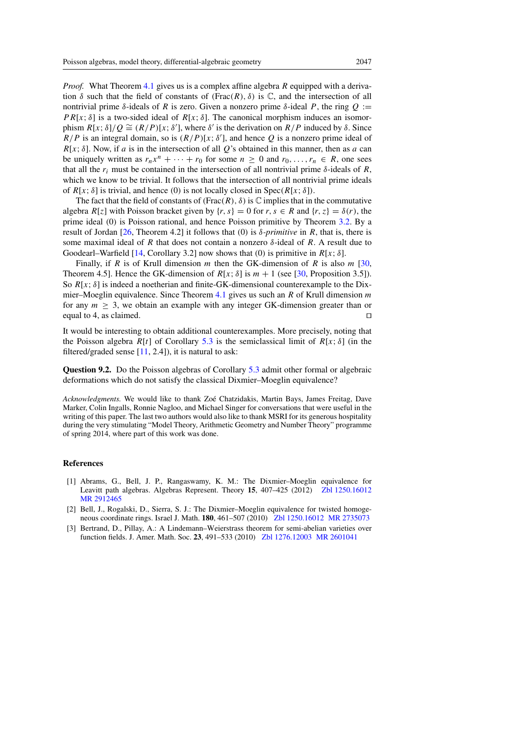*Proof.* What Theorem 4.1 gives us is a complex affine algebra $R$ equipped with a derivation $\delta$ such that the field of constants of $(\mathrm{Frac}(R), \delta)$ is $\mathbb{C}$, and the intersection of all nontrivial prime $\delta$-ideals of $R$ is zero. Given a nonzero prime $\delta$-ideal $P$, the ring $Q := PR[x;\delta]$ is a two-sided ideal of $R[x;\delta]$. The canonical morphism induces an isomorphism $R[x;\delta]/Q \cong (R/P)[x;\delta']$, where $\delta'$ is the derivation on $R/P$ induced by $\delta$. Since $R/P$ is an integral domain, so is $(R/P)[x;\delta']$, and hence $Q$ is a nonzero prime ideal of $R[x;\delta]$. Now, if $a$ is in the intersection of all $Q$'s obtained in this manner, then as $a$ can be uniquely written as $r_n x^n + \cdots + r_0$ for some $n \geq 0$ and $r_0, \ldots, r_n \in R$, one sees that all the $r_i$ must be contained in the intersection of all nontrivial prime $\delta$-ideals of $R$, which we know to be trivial. It follows that the intersection of all nontrivial prime ideals of $R[x;\delta]$ is trivial, and hence $(0)$ is not locally closed in $\mathrm{Spec}(R[x;\delta])$.

The fact that the field of constants of $(\mathrm{Frac}(R), \delta)$ is $\mathbb{C}$ implies that in the commutative algebra $R[z]$ with Poisson bracket given by $\{r, s\} = 0$ for $r, s \in R$ and $\{r, z\} = \delta(r)$, the prime ideal $(0)$ is Poisson rational, and hence Poisson primitive by Theorem 3.2. By a result of Jordan [26, Theorem 4.2] it follows that $(0)$ is *$\delta$-primitive* in $R$, that is, there is some maximal ideal of $R$ that does not contain a nonzero $\delta$-ideal of $R$. A result due to Goodearl–Warfield [14, Corollary 3.2] now shows that $(0)$ is primitive in $R[x;\delta]$.

Finally, if $R$ is of Krull dimension $m$ then the GK-dimension of $R$ is also $m$ [30, Theorem 4.5]. Hence the GK-dimension of $R[x;\delta]$ is $m+1$ (see [30, Proposition 3.5]). So $R[x;\delta]$ is indeed a noetherian and finite-GK-dimensional counterexample to the Dixmier–Moeglin equivalence. Since Theorem 4.1 gives us such an $R$ of Krull dimension $m$ for any $m \geq 3$, we obtain an example with any integer GK-dimension greater than or equal to 4, as claimed. ◻

It would be interesting to obtain additional counterexamples. More precisely, noting that the Poisson algebra $R[t]$ of Corollary 5.3 is the semiclassical limit of $R[x;\delta]$ (in the filtered/graded sense [11, 2.4]), it is natural to ask:

**Question 9.2.** Do the Poisson algebras of Corollary 5.3 admit other formal or algebraic deformations which do not satisfy the classical Dixmier–Moeglin equivalence?

*Acknowledgments.* We would like to thank Zoé Chatzidakis, Martin Bays, James Freitag, Dave Marker, Colin Ingalls, Ronnie Nagloo, and Michael Singer for conversations that were useful in the writing of this paper. The last two authors would also like to thank MSRI for its generous hospitality during the very stimulating "Model Theory, Arithmetic Geometry and Number Theory" programme of spring 2014, where part of this work was done.

## References

[1] Abrams, G., Bell, J. P., Rangaswamy, K. M.: The Dixmier–Moeglin equivalence for Leavitt path algebras. Algebras Represent. Theory **15**, 407–425 (2012) Zbl 1250.16012 MR 2912465

[2] Bell, J., Rogalski, D., Sierra, S. J.: The Dixmier–Moeglin equivalence for twisted homogeneous coordinate rings. Israel J. Math. **180**, 461–507 (2010) Zbl 1250.16012 MR 2735073

[3] Bertrand, D., Pillay, A.: A Lindemann–Weierstrass theorem for semi-abelian varieties over function fields. J. Amer. Math. Soc. **23**, 491–533 (2010) Zbl 1276.12003 MR 2601041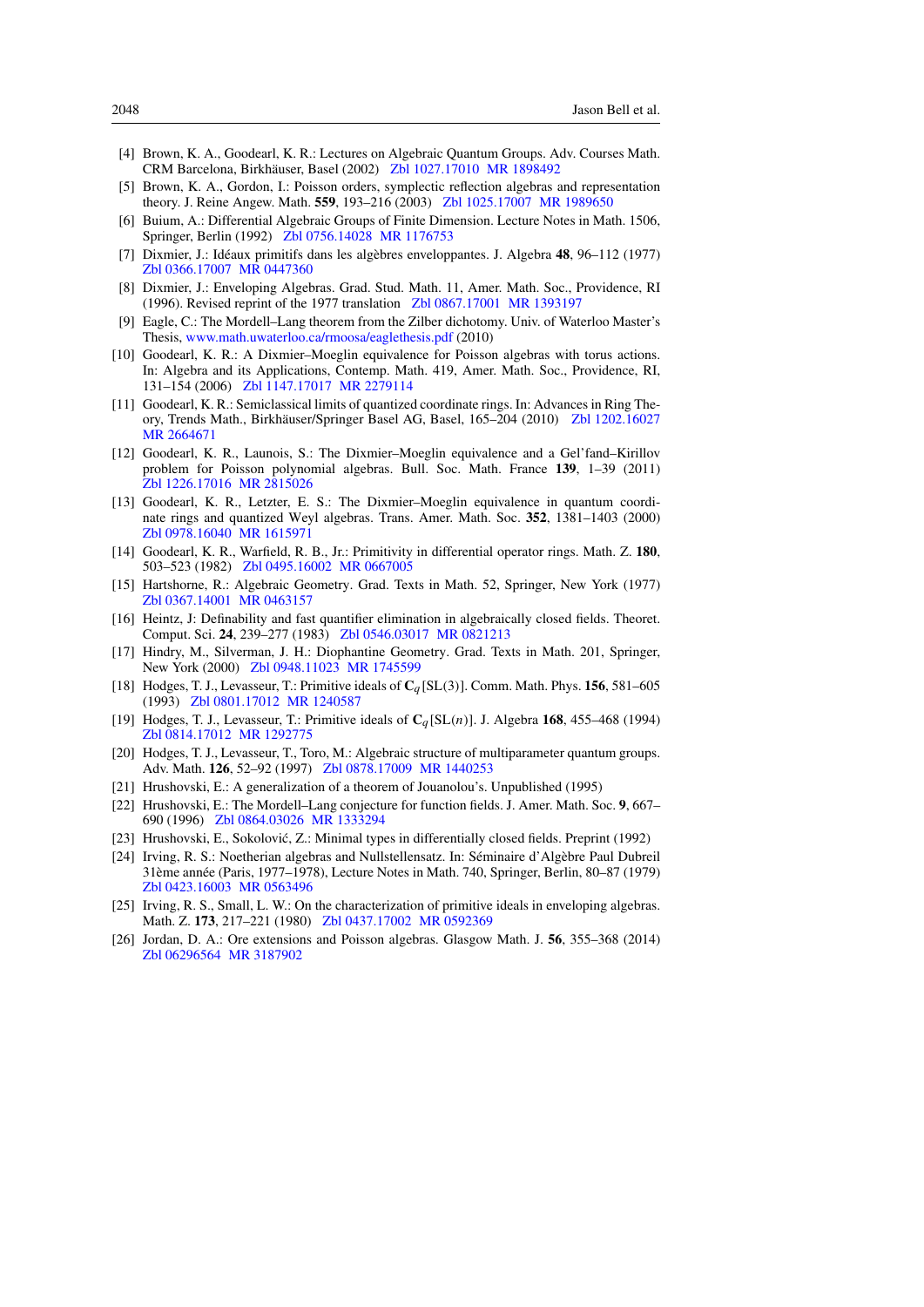[4] Brown, K. A., Goodearl, K. R.: Lectures on Algebraic Quantum Groups. Adv. Courses Math. CRM Barcelona, Birkhäuser, Basel (2002) Zbl 1027.17010 MR 1898492

[5] Brown, K. A., Gordon, I.: Poisson orders, symplectic reflection algebras and representation theory. J. Reine Angew. Math. **559**, 193–216 (2003) Zbl 1025.17007 MR 1989650

[6] Buium, A.: Differential Algebraic Groups of Finite Dimension. Lecture Notes in Math. 1506, Springer, Berlin (1992) Zbl 0756.14028 MR 1176753

[7] Dixmier, J.: Idéaux primitifs dans les algèbres enveloppantes. J. Algebra **48**, 96–112 (1977) Zbl 0366.17007 MR 0447360

[8] Dixmier, J.: Enveloping Algebras. Grad. Stud. Math. 11, Amer. Math. Soc., Providence, RI (1996). Revised reprint of the 1977 translation Zbl 0867.17001 MR 1393197

[9] Eagle, C.: The Mordell–Lang theorem from the Zilber dichotomy. Univ. of Waterloo Master's Thesis, www.math.uwaterloo.ca/rmoosa/eaglethesis.pdf (2010)

[10] Goodearl, K. R.: A Dixmier–Moeglin equivalence for Poisson algebras with torus actions. In: Algebra and its Applications, Contemp. Math. 419, Amer. Math. Soc., Providence, RI, 131–154 (2006) Zbl 1147.17017 MR 2279114

[11] Goodearl, K. R.: Semiclassical limits of quantized coordinate rings. In: Advances in Ring Theory, Trends Math., Birkhäuser/Springer Basel AG, Basel, 165–204 (2010) Zbl 1202.16027 MR 2664671

[12] Goodearl, K. R., Launois, S.: The Dixmier–Moeglin equivalence and a Gel'fand–Kirillov problem for Poisson polynomial algebras. Bull. Soc. Math. France **139**, 1–39 (2011) Zbl 1226.17016 MR 2815026

[13] Goodearl, K. R., Letzter, E. S.: The Dixmier–Moeglin equivalence in quantum coordinate rings and quantized Weyl algebras. Trans. Amer. Math. Soc. **352**, 1381–1403 (2000) Zbl 0978.16040 MR 1615971

[14] Goodearl, K. R., Warfield, R. B., Jr.: Primitivity in differential operator rings. Math. Z. **180**, 503–523 (1982) Zbl 0495.16002 MR 0667005

[15] Hartshorne, R.: Algebraic Geometry. Grad. Texts in Math. 52, Springer, New York (1977) Zbl 0367.14001 MR 0463157

[16] Heintz, J: Definability and fast quantifier elimination in algebraically closed fields. Theoret. Comput. Sci. **24**, 239–277 (1983) Zbl 0546.03017 MR 0821213

[17] Hindry, M., Silverman, J. H.: Diophantine Geometry. Grad. Texts in Math. 201, Springer, New York (2000) Zbl 0948.11023 MR 1745599

[18] Hodges, T. J., Levasseur, T.: Primitive ideals of $\mathbf{C}_q[\mathrm{SL}(3)]$. Comm. Math. Phys. **156**, 581–605 (1993) Zbl 0801.17012 MR 1240587

[19] Hodges, T. J., Levasseur, T.: Primitive ideals of $\mathbf{C}_q[\mathrm{SL}(n)]$. J. Algebra **168**, 455–468 (1994) Zbl 0814.17012 MR 1292775

[20] Hodges, T. J., Levasseur, T., Toro, M.: Algebraic structure of multiparameter quantum groups. Adv. Math. **126**, 52–92 (1997) Zbl 0878.17009 MR 1440253

[21] Hrushovski, E.: A generalization of a theorem of Jouanolou's. Unpublished (1995)

[22] Hrushovski, E.: The Mordell–Lang conjecture for function fields. J. Amer. Math. Soc. **9**, 667–690 (1996) Zbl 0864.03026 MR 1333294

[23] Hrushovski, E., Sokolović, Z.: Minimal types in differentially closed fields. Preprint (1992)

[24] Irving, R. S.: Noetherian algebras and Nullstellensatz. In: Séminaire d'Algèbre Paul Dubreil 31ème année (Paris, 1977–1978), Lecture Notes in Math. 740, Springer, Berlin, 80–87 (1979) Zbl 0423.16003 MR 0563496

[25] Irving, R. S., Small, L. W.: On the characterization of primitive ideals in enveloping algebras. Math. Z. **173**, 217–221 (1980) Zbl 0437.17002 MR 0592369

[26] Jordan, D. A.: Ore extensions and Poisson algebras. Glasgow Math. J. **56**, 355–368 (2014) Zbl 06296564 MR 3187902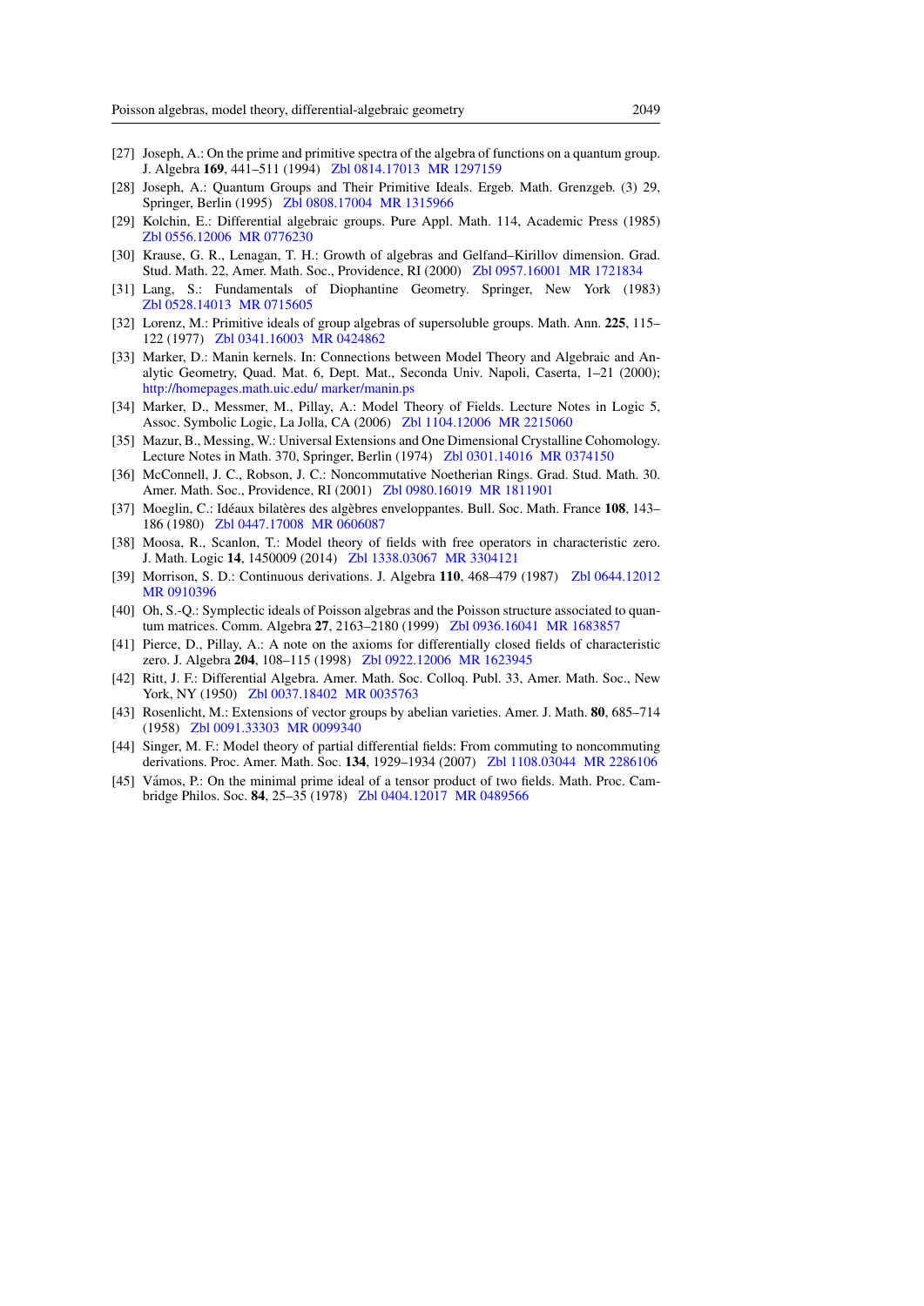[27] Joseph, A.: On the prime and primitive spectra of the algebra of functions on a quantum group. J. Algebra **169**, 441–511 (1994) Zbl 0814.17013 MR 1297159

[28] Joseph, A.: Quantum Groups and Their Primitive Ideals. Ergeb. Math. Grenzgeb. (3) 29, Springer, Berlin (1995) Zbl 0808.17004 MR 1315966

[29] Kolchin, E.: Differential algebraic groups. Pure Appl. Math. 114, Academic Press (1985) Zbl 0556.12006 MR 0776230

[30] Krause, G. R., Lenagan, T. H.: Growth of algebras and Gelfand–Kirillov dimension. Grad. Stud. Math. 22, Amer. Math. Soc., Providence, RI (2000) Zbl 0957.16001 MR 1721834

[31] Lang, S.: Fundamentals of Diophantine Geometry. Springer, New York (1983) Zbl 0528.14013 MR 0715605

[32] Lorenz, M.: Primitive ideals of group algebras of supersoluble groups. Math. Ann. **225**, 115–122 (1977) Zbl 0341.16003 MR 0424862

[33] Marker, D.: Manin kernels. In: Connections between Model Theory and Algebraic and Analytic Geometry, Quad. Mat. 6, Dept. Mat., Seconda Univ. Napoli, Caserta, 1–21 (2000); http://homepages.math.uic.edu/ marker/manin.ps

[34] Marker, D., Messmer, M., Pillay, A.: Model Theory of Fields. Lecture Notes in Logic 5, Assoc. Symbolic Logic, La Jolla, CA (2006) Zbl 1104.12006 MR 2215060

[35] Mazur, B., Messing, W.: Universal Extensions and One Dimensional Crystalline Cohomology. Lecture Notes in Math. 370, Springer, Berlin (1974) Zbl 0301.14016 MR 0374150

[36] McConnell, J. C., Robson, J. C.: Noncommutative Noetherian Rings. Grad. Stud. Math. 30. Amer. Math. Soc., Providence, RI (2001) Zbl 0980.16019 MR 1811901

[37] Moeglin, C.: Idéaux bilatères des algèbres enveloppantes. Bull. Soc. Math. France **108**, 143–186 (1980) Zbl 0447.17008 MR 0606087

[38] Moosa, R., Scanlon, T.: Model theory of fields with free operators in characteristic zero. J. Math. Logic **14**, 1450009 (2014) Zbl 1338.03067 MR 3304121

[39] Morrison, S. D.: Continuous derivations. J. Algebra **110**, 468–479 (1987) Zbl 0644.12012 MR 0910396

[40] Oh, S.-Q.: Symplectic ideals of Poisson algebras and the Poisson structure associated to quantum matrices. Comm. Algebra **27**, 2163–2180 (1999) Zbl 0936.16041 MR 1683857

[41] Pierce, D., Pillay, A.: A note on the axioms for differentially closed fields of characteristic zero. J. Algebra **204**, 108–115 (1998) Zbl 0922.12006 MR 1623945

[42] Ritt, J. F.: Differential Algebra. Amer. Math. Soc. Colloq. Publ. 33, Amer. Math. Soc., New York, NY (1950) Zbl 0037.18402 MR 0035763

[43] Rosenlicht, M.: Extensions of vector groups by abelian varieties. Amer. J. Math. **80**, 685–714 (1958) Zbl 0091.33303 MR 0099340

[44] Singer, M. F.: Model theory of partial differential fields: From commuting to noncommuting derivations. Proc. Amer. Math. Soc. **134**, 1929–1934 (2007) Zbl 1108.03044 MR 2286106

[45] Vámos, P.: On the minimal prime ideal of a tensor product of two fields. Math. Proc. Cambridge Philos. Soc. **84**, 25–35 (1978) Zbl 0404.12017 MR 0489566